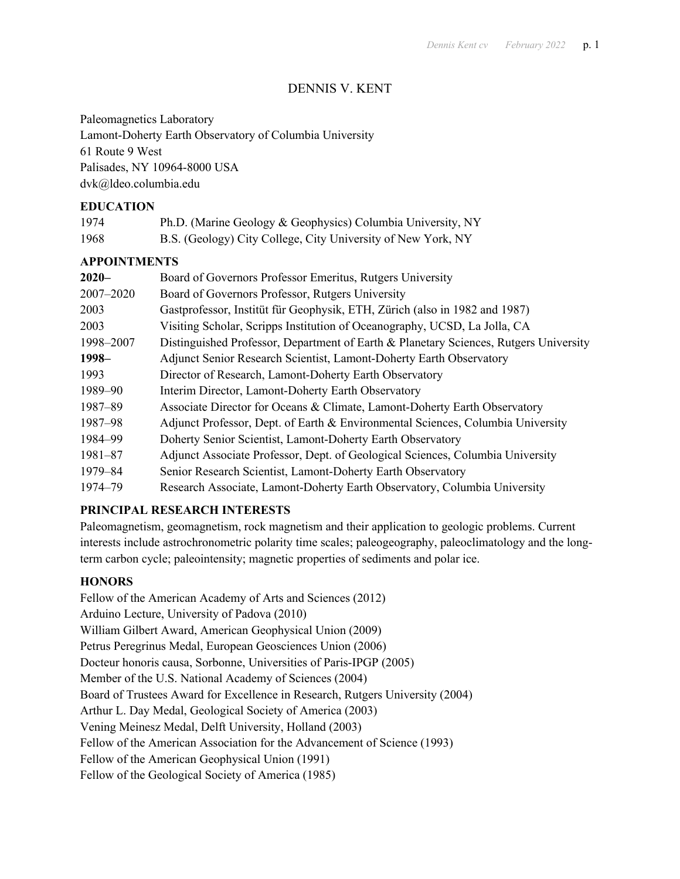# DENNIS V. KENT

Paleomagnetics Laboratory
Lamont-Doherty Earth Observatory of Columbia University
61 Route 9 West
Palisades, NY 10964-8000 USA
dvk@ldeo.columbia.edu

## EDUCATION

| | |
|---|---|
| 1974 | Ph.D. (Marine Geology & Geophysics) Columbia University, NY |
| 1968 | B.S. (Geology) City College, City University of New York, NY |

## APPOINTMENTS

| | |
|---|---|
| **2020–** | Board of Governors Professor Emeritus, Rutgers University |
| 2007–2020 | Board of Governors Professor, Rutgers University |
| 2003 | Gastprofessor, Institüt für Geophysik, ETH, Zürich (also in 1982 and 1987) |
| 2003 | Visiting Scholar, Scripps Institution of Oceanography, UCSD, La Jolla, CA |
| 1998–2007 | Distinguished Professor, Department of Earth & Planetary Sciences, Rutgers University |
| **1998–** | Adjunct Senior Research Scientist, Lamont-Doherty Earth Observatory |
| 1993 | Director of Research, Lamont-Doherty Earth Observatory |
| 1989–90 | Interim Director, Lamont-Doherty Earth Observatory |
| 1987–89 | Associate Director for Oceans & Climate, Lamont-Doherty Earth Observatory |
| 1987–98 | Adjunct Professor, Dept. of Earth & Environmental Sciences, Columbia University |
| 1984–99 | Doherty Senior Scientist, Lamont-Doherty Earth Observatory |
| 1981–87 | Adjunct Associate Professor, Dept. of Geological Sciences, Columbia University |
| 1979–84 | Senior Research Scientist, Lamont-Doherty Earth Observatory |
| 1974–79 | Research Associate, Lamont-Doherty Earth Observatory, Columbia University |

## PRINCIPAL RESEARCH INTERESTS

Paleomagnetism, geomagnetism, rock magnetism and their application to geologic problems. Current interests include astrochronometric polarity time scales; paleogeography, paleoclimatology and the long-term carbon cycle; paleointensity; magnetic properties of sediments and polar ice.

## HONORS

Fellow of the American Academy of Arts and Sciences (2012)
Arduino Lecture, University of Padova (2010)
William Gilbert Award, American Geophysical Union (2009)
Petrus Peregrinus Medal, European Geosciences Union (2006)
Docteur honoris causa, Sorbonne, Universities of Paris-IPGP (2005)
Member of the U.S. National Academy of Sciences (2004)
Board of Trustees Award for Excellence in Research, Rutgers University (2004)
Arthur L. Day Medal, Geological Society of America (2003)
Vening Meinesz Medal, Delft University, Holland (2003)
Fellow of the American Association for the Advancement of Science (1993)
Fellow of the American Geophysical Union (1991)
Fellow of the Geological Society of America (1985)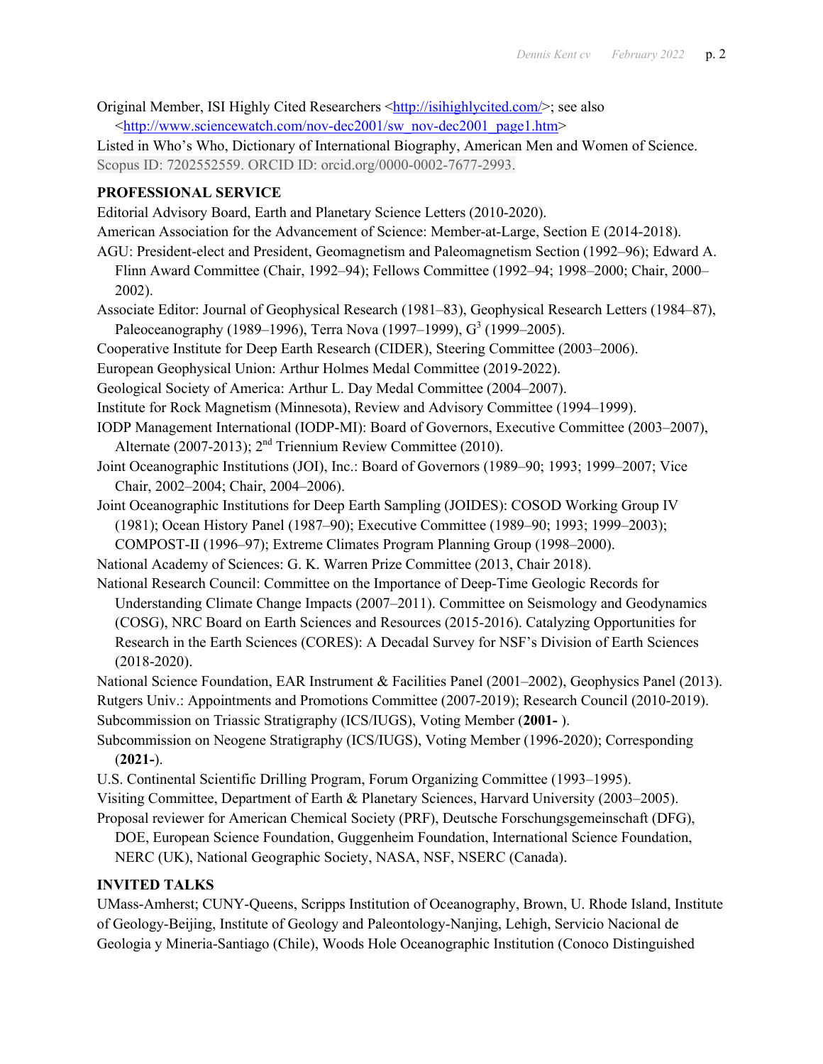Original Member, ISI Highly Cited Researchers <http://isihighlycited.com/>; see also <http://www.sciencewatch.com/nov-dec2001/sw_nov-dec2001_page1.htm>

Listed in Who's Who, Dictionary of International Biography, American Men and Women of Science.

Scopus ID: 7202552559. ORCID ID: orcid.org/0000-0002-7677-2993.

**PROFESSIONAL SERVICE**

Editorial Advisory Board, Earth and Planetary Science Letters (2010-2020).

American Association for the Advancement of Science: Member-at-Large, Section E (2014-2018).

AGU: President-elect and President, Geomagnetism and Paleomagnetism Section (1992–96); Edward A. Flinn Award Committee (Chair, 1992–94); Fellows Committee (1992–94; 1998–2000; Chair, 2000–2002).

Associate Editor: Journal of Geophysical Research (1981–83), Geophysical Research Letters (1984–87), Paleoceanography (1989–1996), Terra Nova (1997–1999), $G^3$ (1999–2005).

Cooperative Institute for Deep Earth Research (CIDER), Steering Committee (2003–2006).

European Geophysical Union: Arthur Holmes Medal Committee (2019-2022).

Geological Society of America: Arthur L. Day Medal Committee (2004–2007).

Institute for Rock Magnetism (Minnesota), Review and Advisory Committee (1994–1999).

IODP Management International (IODP-MI): Board of Governors, Executive Committee (2003–2007), Alternate (2007-2013); 2nd Triennium Review Committee (2010).

Joint Oceanographic Institutions (JOI), Inc.: Board of Governors (1989–90; 1993; 1999–2007; Vice Chair, 2002–2004; Chair, 2004–2006).

Joint Oceanographic Institutions for Deep Earth Sampling (JOIDES): COSOD Working Group IV (1981); Ocean History Panel (1987–90); Executive Committee (1989–90; 1993; 1999–2003); COMPOST-II (1996–97); Extreme Climates Program Planning Group (1998–2000).

National Academy of Sciences: G. K. Warren Prize Committee (2013, Chair 2018).

National Research Council: Committee on the Importance of Deep-Time Geologic Records for Understanding Climate Change Impacts (2007–2011). Committee on Seismology and Geodynamics (COSG), NRC Board on Earth Sciences and Resources (2015-2016). Catalyzing Opportunities for Research in the Earth Sciences (CORES): A Decadal Survey for NSF's Division of Earth Sciences (2018-2020).

National Science Foundation, EAR Instrument & Facilities Panel (2001–2002), Geophysics Panel (2013).

Rutgers Univ.: Appointments and Promotions Committee (2007-2019); Research Council (2010-2019).

Subcommission on Triassic Stratigraphy (ICS/IUGS), Voting Member (**2001-** ).

Subcommission on Neogene Stratigraphy (ICS/IUGS), Voting Member (1996-2020); Corresponding (**2021-**).

U.S. Continental Scientific Drilling Program, Forum Organizing Committee (1993–1995).

Visiting Committee, Department of Earth & Planetary Sciences, Harvard University (2003–2005).

Proposal reviewer for American Chemical Society (PRF), Deutsche Forschungsgemeinschaft (DFG), DOE, European Science Foundation, Guggenheim Foundation, International Science Foundation, NERC (UK), National Geographic Society, NASA, NSF, NSERC (Canada).

**INVITED TALKS**

UMass-Amherst; CUNY-Queens, Scripps Institution of Oceanography, Brown, U. Rhode Island, Institute of Geology-Beijing, Institute of Geology and Paleontology-Nanjing, Lehigh, Servicio Nacional de Geologia y Mineria-Santiago (Chile), Woods Hole Oceanographic Institution (Conoco Distinguished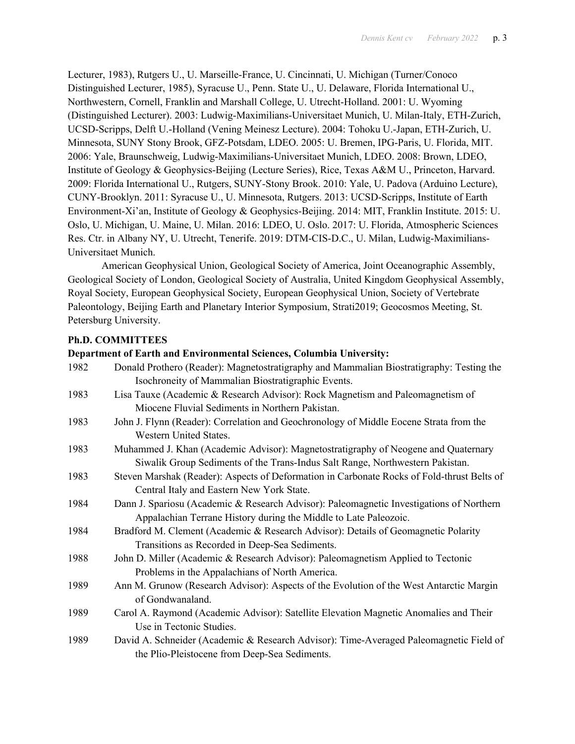Lecturer, 1983), Rutgers U., U. Marseille-France, U. Cincinnati, U. Michigan (Turner/Conoco Distinguished Lecturer, 1985), Syracuse U., Penn. State U., U. Delaware, Florida International U., Northwestern, Cornell, Franklin and Marshall College, U. Utrecht-Holland. 2001: U. Wyoming (Distinguished Lecturer). 2003: Ludwig-Maximilians-Universitaet Munich, U. Milan-Italy, ETH-Zurich, UCSD-Scripps, Delft U.-Holland (Vening Meinesz Lecture). 2004: Tohoku U.-Japan, ETH-Zurich, U. Minnesota, SUNY Stony Brook, GFZ-Potsdam, LDEO. 2005: U. Bremen, IPG-Paris, U. Florida, MIT. 2006: Yale, Braunschweig, Ludwig-Maximilians-Universitaet Munich, LDEO. 2008: Brown, LDEO, Institute of Geology & Geophysics-Beijing (Lecture Series), Rice, Texas A&M U., Princeton, Harvard. 2009: Florida International U., Rutgers, SUNY-Stony Brook. 2010: Yale, U. Padova (Arduino Lecture), CUNY-Brooklyn. 2011: Syracuse U., U. Minnesota, Rutgers. 2013: UCSD-Scripps, Institute of Earth Environment-Xi'an, Institute of Geology & Geophysics-Beijing. 2014: MIT, Franklin Institute. 2015: U. Oslo, U. Michigan, U. Maine, U. Milan. 2016: LDEO, U. Oslo. 2017: U. Florida, Atmospheric Sciences Res. Ctr. in Albany NY, U. Utrecht, Tenerife. 2019: DTM-CIS-D.C., U. Milan, Ludwig-Maximilians-Universitaet Munich.

American Geophysical Union, Geological Society of America, Joint Oceanographic Assembly, Geological Society of London, Geological Society of Australia, United Kingdom Geophysical Assembly, Royal Society, European Geophysical Society, European Geophysical Union, Society of Vertebrate Paleontology, Beijing Earth and Planetary Interior Symposium, Strati2019; Geocosmos Meeting, St. Petersburg University.

**Ph.D. COMMITTEES**

**Department of Earth and Environmental Sciences, Columbia University:**

1982 Donald Prothero (Reader): Magnetostratigraphy and Mammalian Biostratigraphy: Testing the Isochroneity of Mammalian Biostratigraphic Events.

1983 Lisa Tauxe (Academic & Research Advisor): Rock Magnetism and Paleomagnetism of Miocene Fluvial Sediments in Northern Pakistan.

1983 John J. Flynn (Reader): Correlation and Geochronology of Middle Eocene Strata from the Western United States.

1983 Muhammed J. Khan (Academic Advisor): Magnetostratigraphy of Neogene and Quaternary Siwalik Group Sediments of the Trans-Indus Salt Range, Northwestern Pakistan.

1983 Steven Marshak (Reader): Aspects of Deformation in Carbonate Rocks of Fold-thrust Belts of Central Italy and Eastern New York State.

1984 Dann J. Spariosu (Academic & Research Advisor): Paleomagnetic Investigations of Northern Appalachian Terrane History during the Middle to Late Paleozoic.

1984 Bradford M. Clement (Academic & Research Advisor): Details of Geomagnetic Polarity Transitions as Recorded in Deep-Sea Sediments.

1988 John D. Miller (Academic & Research Advisor): Paleomagnetism Applied to Tectonic Problems in the Appalachians of North America.

1989 Ann M. Grunow (Research Advisor): Aspects of the Evolution of the West Antarctic Margin of Gondwanaland.

1989 Carol A. Raymond (Academic Advisor): Satellite Elevation Magnetic Anomalies and Their Use in Tectonic Studies.

1989 David A. Schneider (Academic & Research Advisor): Time-Averaged Paleomagnetic Field of the Plio-Pleistocene from Deep-Sea Sediments.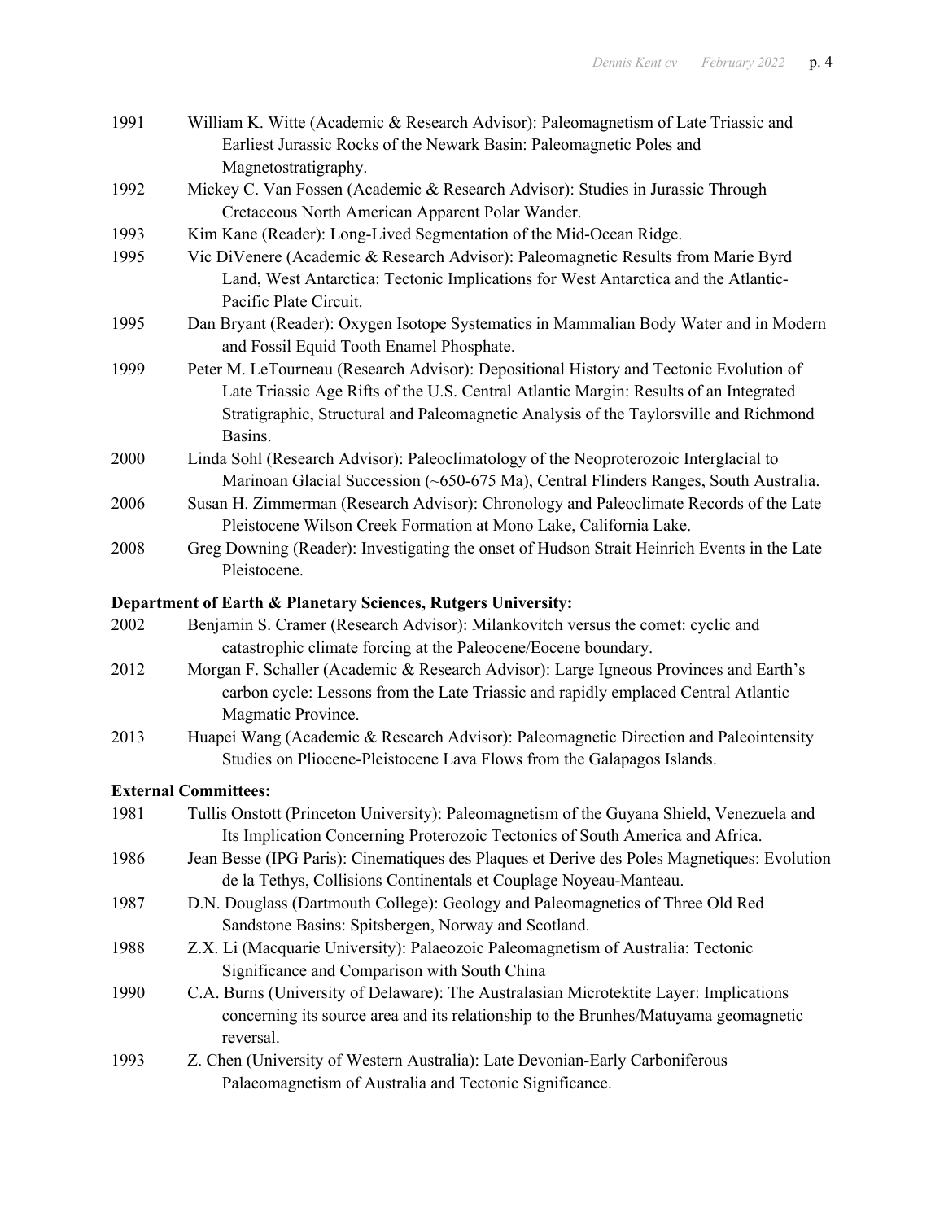1991 William K. Witte (Academic & Research Advisor): Paleomagnetism of Late Triassic and Earliest Jurassic Rocks of the Newark Basin: Paleomagnetic Poles and Magnetostratigraphy.

1992 Mickey C. Van Fossen (Academic & Research Advisor): Studies in Jurassic Through Cretaceous North American Apparent Polar Wander.

1993 Kim Kane (Reader): Long-Lived Segmentation of the Mid-Ocean Ridge.

1995 Vic DiVenere (Academic & Research Advisor): Paleomagnetic Results from Marie Byrd Land, West Antarctica: Tectonic Implications for West Antarctica and the Atlantic-Pacific Plate Circuit.

1995 Dan Bryant (Reader): Oxygen Isotope Systematics in Mammalian Body Water and in Modern and Fossil Equid Tooth Enamel Phosphate.

1999 Peter M. LeTourneau (Research Advisor): Depositional History and Tectonic Evolution of Late Triassic Age Rifts of the U.S. Central Atlantic Margin: Results of an Integrated Stratigraphic, Structural and Paleomagnetic Analysis of the Taylorsville and Richmond Basins.

2000 Linda Sohl (Research Advisor): Paleoclimatology of the Neoproterozoic Interglacial to Marinoan Glacial Succession (~650-675 Ma), Central Flinders Ranges, South Australia.

2006 Susan H. Zimmerman (Research Advisor): Chronology and Paleoclimate Records of the Late Pleistocene Wilson Creek Formation at Mono Lake, California Lake.

2008 Greg Downing (Reader): Investigating the onset of Hudson Strait Heinrich Events in the Late Pleistocene.

**Department of Earth & Planetary Sciences, Rutgers University:**

2002 Benjamin S. Cramer (Research Advisor): Milankovitch versus the comet: cyclic and catastrophic climate forcing at the Paleocene/Eocene boundary.

2012 Morgan F. Schaller (Academic & Research Advisor): Large Igneous Provinces and Earth's carbon cycle: Lessons from the Late Triassic and rapidly emplaced Central Atlantic Magmatic Province.

2013 Huapei Wang (Academic & Research Advisor): Paleomagnetic Direction and Paleointensity Studies on Pliocene-Pleistocene Lava Flows from the Galapagos Islands.

**External Committees:**

1981 Tullis Onstott (Princeton University): Paleomagnetism of the Guyana Shield, Venezuela and Its Implication Concerning Proterozoic Tectonics of South America and Africa.

1986 Jean Besse (IPG Paris): Cinematiques des Plaques et Derive des Poles Magnetiques: Evolution de la Tethys, Collisions Continentals et Couplage Noyeau-Manteau.

1987 D.N. Douglass (Dartmouth College): Geology and Paleomagnetics of Three Old Red Sandstone Basins: Spitsbergen, Norway and Scotland.

1988 Z.X. Li (Macquarie University): Palaeozoic Paleomagnetism of Australia: Tectonic Significance and Comparison with South China

1990 C.A. Burns (University of Delaware): The Australasian Microtektite Layer: Implications concerning its source area and its relationship to the Brunhes/Matuyama geomagnetic reversal.

1993 Z. Chen (University of Western Australia): Late Devonian-Early Carboniferous Palaeomagnetism of Australia and Tectonic Significance.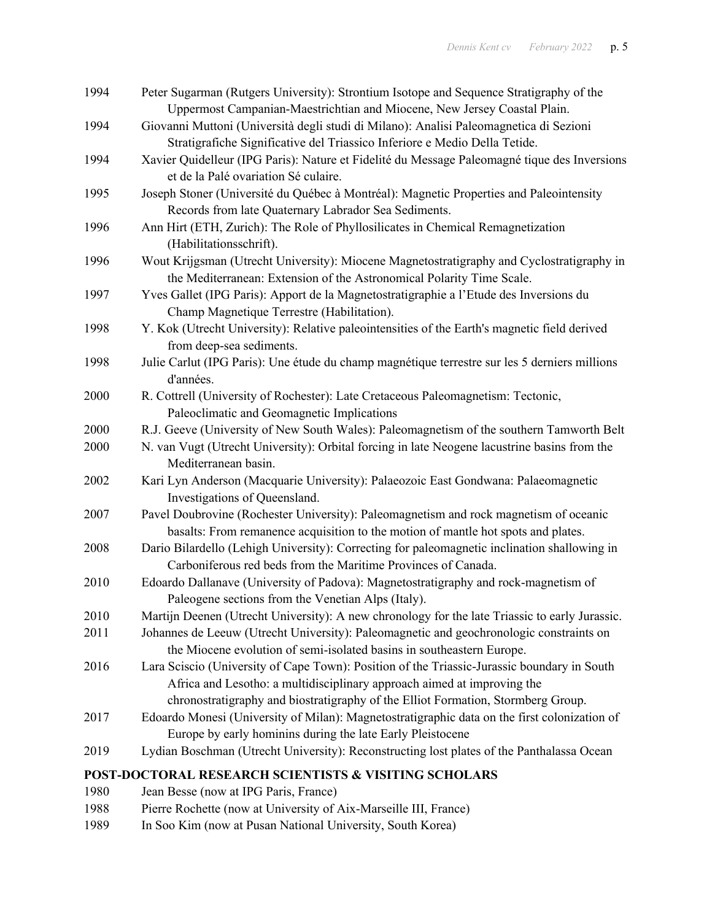1994 Peter Sugarman (Rutgers University): Strontium Isotope and Sequence Stratigraphy of the Uppermost Campanian-Maestrichtian and Miocene, New Jersey Coastal Plain.

1994 Giovanni Muttoni (Università degli studi di Milano): Analisi Paleomagnetica di Sezioni Stratigrafiche Significative del Triassico Inferiore e Medio Della Tetide.

1994 Xavier Quidelleur (IPG Paris): Nature et Fidelité du Message Paleomagné tique des Inversions et de la Palé ovariation Sé culaire.

1995 Joseph Stoner (Université du Québec à Montréal): Magnetic Properties and Paleointensity Records from late Quaternary Labrador Sea Sediments.

1996 Ann Hirt (ETH, Zurich): The Role of Phyllosilicates in Chemical Remagnetization (Habilitationsschrift).

1996 Wout Krijgsman (Utrecht University): Miocene Magnetostratigraphy and Cyclostratigraphy in the Mediterranean: Extension of the Astronomical Polarity Time Scale.

1997 Yves Gallet (IPG Paris): Apport de la Magnetostratigraphie a l'Etude des Inversions du Champ Magnetique Terrestre (Habilitation).

1998 Y. Kok (Utrecht University): Relative paleointensities of the Earth's magnetic field derived from deep-sea sediments.

1998 Julie Carlut (IPG Paris): Une étude du champ magnétique terrestre sur les 5 derniers millions d'années.

2000 R. Cottrell (University of Rochester): Late Cretaceous Paleomagnetism: Tectonic, Paleoclimatic and Geomagnetic Implications

2000 R.J. Geeve (University of New South Wales): Paleomagnetism of the southern Tamworth Belt

2000 N. van Vugt (Utrecht University): Orbital forcing in late Neogene lacustrine basins from the Mediterranean basin.

2002 Kari Lyn Anderson (Macquarie University): Palaeozoic East Gondwana: Palaeomagnetic Investigations of Queensland.

2007 Pavel Doubrovine (Rochester University): Paleomagnetism and rock magnetism of oceanic basalts: From remanence acquisition to the motion of mantle hot spots and plates.

2008 Dario Bilardello (Lehigh University): Correcting for paleomagnetic inclination shallowing in Carboniferous red beds from the Maritime Provinces of Canada.

2010 Edoardo Dallanave (University of Padova): Magnetostratigraphy and rock-magnetism of Paleogene sections from the Venetian Alps (Italy).

2010 Martijn Deenen (Utrecht University): A new chronology for the late Triassic to early Jurassic.

2011 Johannes de Leeuw (Utrecht University): Paleomagnetic and geochronologic constraints on the Miocene evolution of semi-isolated basins in southeastern Europe.

2016 Lara Sciscio (University of Cape Town): Position of the Triassic-Jurassic boundary in South Africa and Lesotho: a multidisciplinary approach aimed at improving the chronostratigraphy and biostratigraphy of the Elliot Formation, Stormberg Group.

2017 Edoardo Monesi (University of Milan): Magnetostratigraphic data on the first colonization of Europe by early hominins during the late Early Pleistocene

2019 Lydian Boschman (Utrecht University): Reconstructing lost plates of the Panthalassa Ocean

**POST-DOCTORAL RESEARCH SCIENTISTS & VISITING SCHOLARS**

1980 Jean Besse (now at IPG Paris, France)

1988 Pierre Rochette (now at University of Aix-Marseille III, France)

1989 In Soo Kim (now at Pusan National University, South Korea)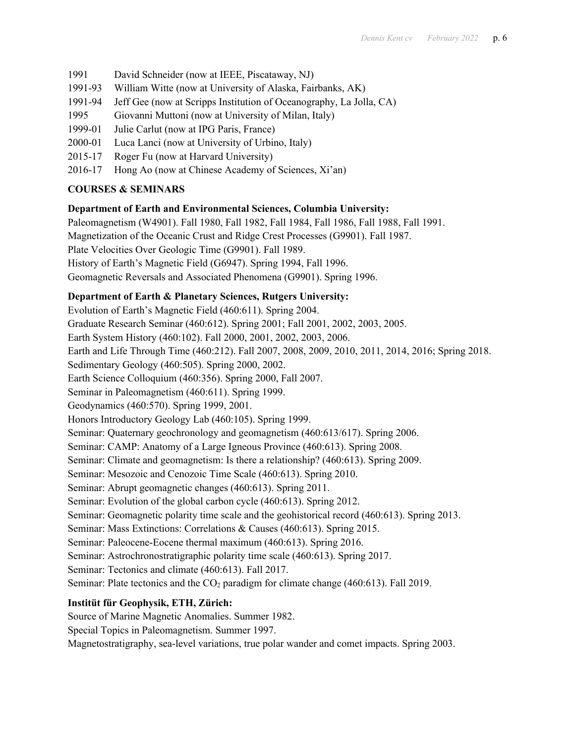1991 David Schneider (now at IEEE, Piscataway, NJ)
1991-93 William Witte (now at University of Alaska, Fairbanks, AK)
1991-94 Jeff Gee (now at Scripps Institution of Oceanography, La Jolla, CA)
1995 Giovanni Muttoni (now at University of Milan, Italy)
1999-01 Julie Carlut (now at IPG Paris, France)
2000-01 Luca Lanci (now at University of Urbino, Italy)
2015-17 Roger Fu (now at Harvard University)
2016-17 Hong Ao (now at Chinese Academy of Sciences, Xi'an)

**COURSES & SEMINARS**

**Department of Earth and Environmental Sciences, Columbia University:**

Paleomagnetism (W4901). Fall 1980, Fall 1982, Fall 1984, Fall 1986, Fall 1988, Fall 1991.
Magnetization of the Oceanic Crust and Ridge Crest Processes (G9901). Fall 1987.
Plate Velocities Over Geologic Time (G9901). Fall 1989.
History of Earth's Magnetic Field (G6947). Spring 1994, Fall 1996.
Geomagnetic Reversals and Associated Phenomena (G9901). Spring 1996.

**Department of Earth & Planetary Sciences, Rutgers University:**

Evolution of Earth's Magnetic Field (460:611). Spring 2004.
Graduate Research Seminar (460:612). Spring 2001; Fall 2001, 2002, 2003, 2005.
Earth System History (460:102). Fall 2000, 2001, 2002, 2003, 2006.
Earth and Life Through Time (460:212). Fall 2007, 2008, 2009, 2010, 2011, 2014, 2016; Spring 2018.
Sedimentary Geology (460:505). Spring 2000, 2002.
Earth Science Colloquium (460:356). Spring 2000, Fall 2007.
Seminar in Paleomagnetism (460:611). Spring 1999.
Geodynamics (460:570). Spring 1999, 2001.
Honors Introductory Geology Lab (460:105). Spring 1999.
Seminar: Quaternary geochronology and geomagnetism (460:613/617). Spring 2006.
Seminar: CAMP: Anatomy of a Large Igneous Province (460:613). Spring 2008.
Seminar: Climate and geomagnetism: Is there a relationship? (460:613). Spring 2009.
Seminar: Mesozoic and Cenozoic Time Scale (460:613). Spring 2010.
Seminar: Abrupt geomagnetic changes (460:613). Spring 2011.
Seminar: Evolution of the global carbon cycle (460:613). Spring 2012.
Seminar: Geomagnetic polarity time scale and the geohistorical record (460:613). Spring 2013.
Seminar: Mass Extinctions: Correlations & Causes (460:613). Spring 2015.
Seminar: Paleocene-Eocene thermal maximum (460:613). Spring 2016.
Seminar: Astrochronostratigraphic polarity time scale (460:613). Spring 2017.
Seminar: Tectonics and climate (460:613). Fall 2017.
Seminar: Plate tectonics and the $CO_2$ paradigm for climate change (460:613). Fall 2019.

**Institüt für Geophysik, ETH, Zürich:**

Source of Marine Magnetic Anomalies. Summer 1982.
Special Topics in Paleomagnetism. Summer 1997.
Magnetostratigraphy, sea-level variations, true polar wander and comet impacts. Spring 2003.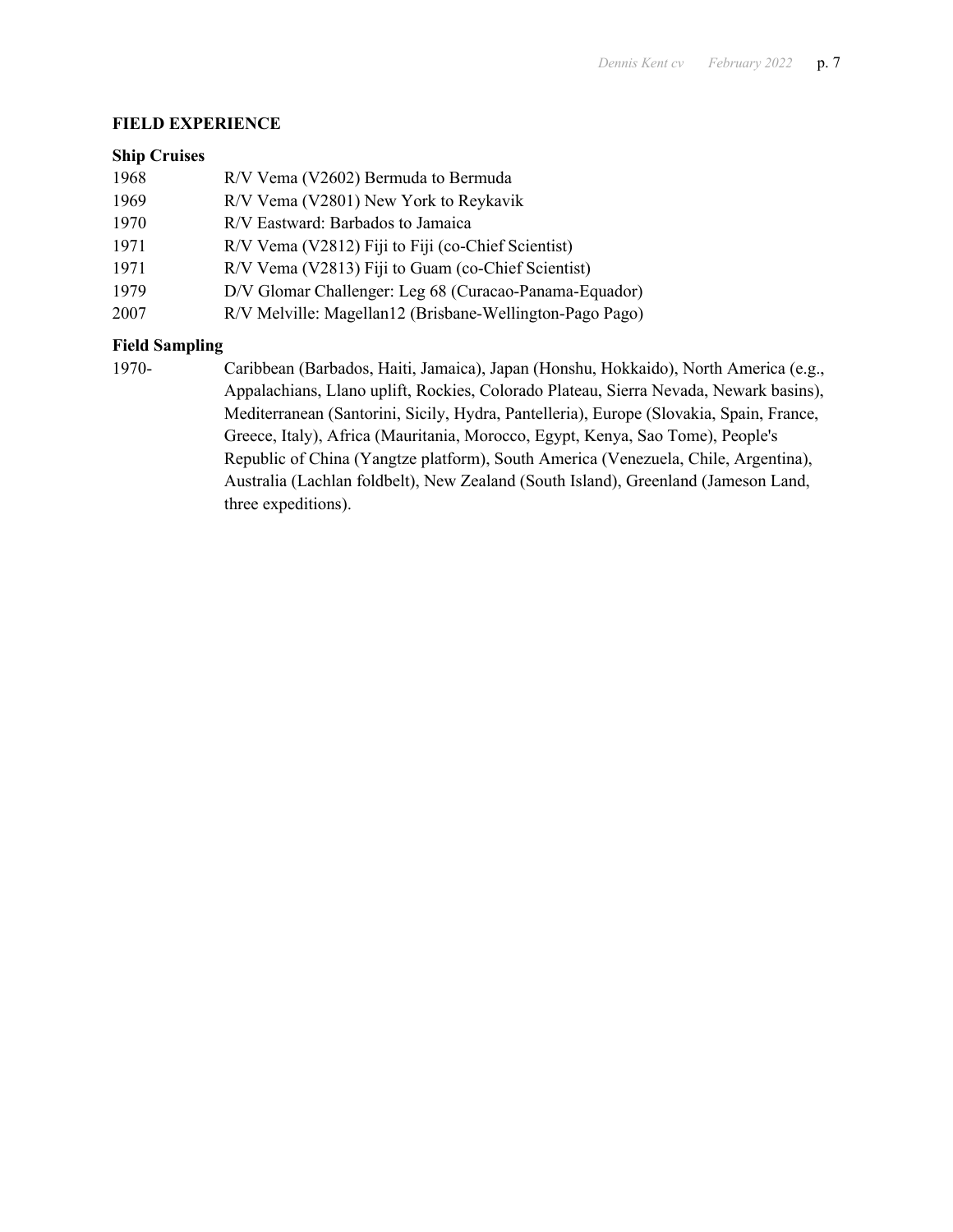## FIELD EXPERIENCE

### Ship Cruises

1968 R/V Vema (V2602) Bermuda to Bermuda

1969 R/V Vema (V2801) New York to Reykavik

1970 R/V Eastward: Barbados to Jamaica

1971 R/V Vema (V2812) Fiji to Fiji (co-Chief Scientist)

1971 R/V Vema (V2813) Fiji to Guam (co-Chief Scientist)

1979 D/V Glomar Challenger: Leg 68 (Curacao-Panama-Equador)

2007 R/V Melville: Magellan12 (Brisbane-Wellington-Pago Pago)

### Field Sampling

1970- Caribbean (Barbados, Haiti, Jamaica), Japan (Honshu, Hokkaido), North America (e.g., Appalachians, Llano uplift, Rockies, Colorado Plateau, Sierra Nevada, Newark basins), Mediterranean (Santorini, Sicily, Hydra, Pantelleria), Europe (Slovakia, Spain, France, Greece, Italy), Africa (Mauritania, Morocco, Egypt, Kenya, Sao Tome), People's Republic of China (Yangtze platform), South America (Venezuela, Chile, Argentina), Australia (Lachlan foldbelt), New Zealand (South Island), Greenland (Jameson Land, three expeditions).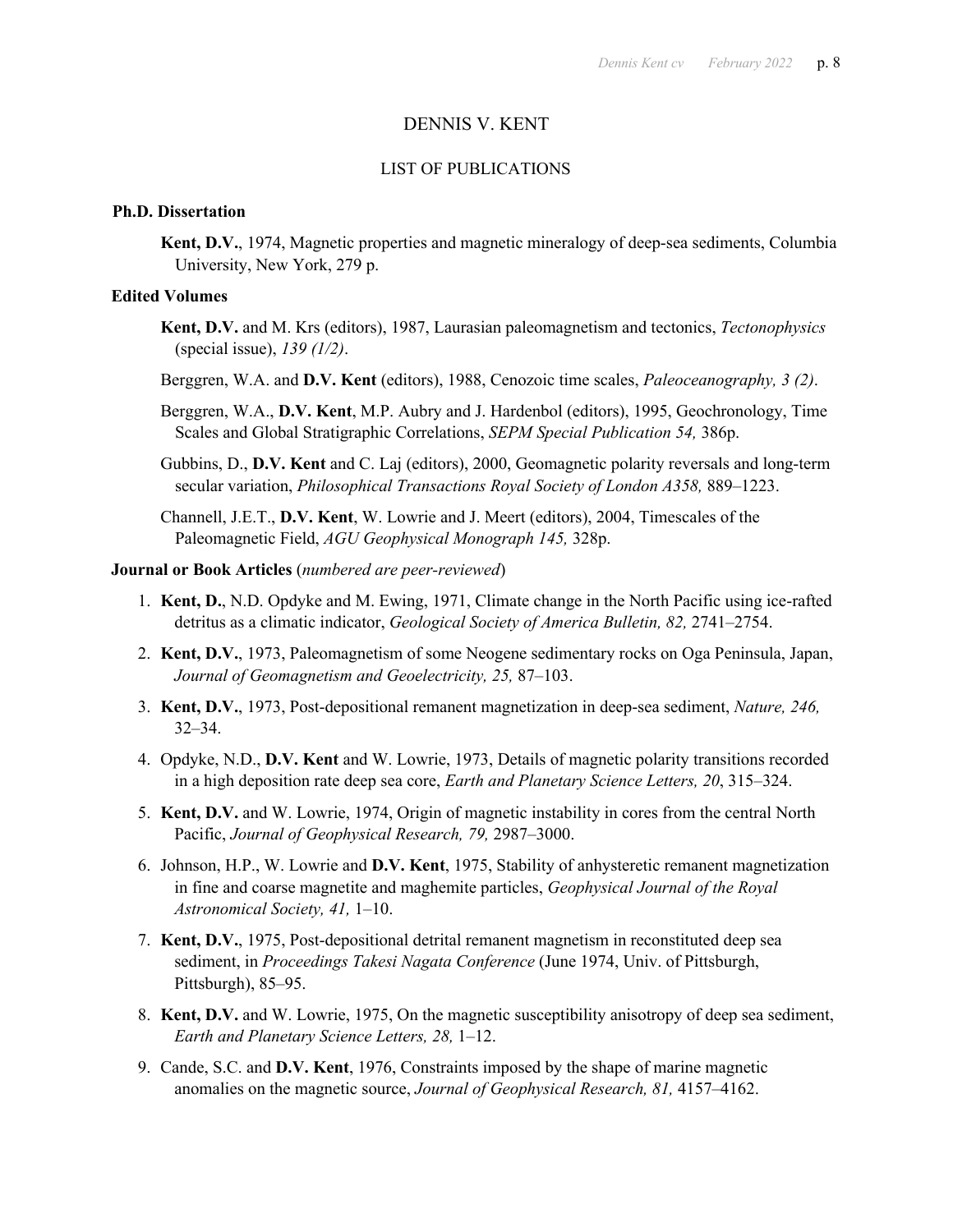# DENNIS V. KENT

## LIST OF PUBLICATIONS

### Ph.D. Dissertation

**Kent, D.V.**, 1974, Magnetic properties and magnetic mineralogy of deep-sea sediments, Columbia University, New York, 279 p.

### Edited Volumes

**Kent, D.V.** and M. Krs (editors), 1987, Laurasian paleomagnetism and tectonics, *Tectonophysics* (special issue), *139 (1/2)*.

Berggren, W.A. and **D.V. Kent** (editors), 1988, Cenozoic time scales, *Paleoceanography, 3 (2)*.

Berggren, W.A., **D.V. Kent**, M.P. Aubry and J. Hardenbol (editors), 1995, Geochronology, Time Scales and Global Stratigraphic Correlations, *SEPM Special Publication 54,* 386p.

Gubbins, D., **D.V. Kent** and C. Laj (editors), 2000, Geomagnetic polarity reversals and long-term secular variation, *Philosophical Transactions Royal Society of London A358,* 889–1223.

Channell, J.E.T., **D.V. Kent**, W. Lowrie and J. Meert (editors), 2004, Timescales of the Paleomagnetic Field, *AGU Geophysical Monograph 145,* 328p.

### Journal or Book Articles (*numbered are peer-reviewed*)

1. **Kent, D.**, N.D. Opdyke and M. Ewing, 1971, Climate change in the North Pacific using ice-rafted detritus as a climatic indicator, *Geological Society of America Bulletin, 82,* 2741–2754.
2. **Kent, D.V.**, 1973, Paleomagnetism of some Neogene sedimentary rocks on Oga Peninsula, Japan, *Journal of Geomagnetism and Geoelectricity, 25,* 87–103.
3. **Kent, D.V.**, 1973, Post-depositional remanent magnetization in deep-sea sediment, *Nature, 246,* 32–34.
4. Opdyke, N.D., **D.V. Kent** and W. Lowrie, 1973, Details of magnetic polarity transitions recorded in a high deposition rate deep sea core, *Earth and Planetary Science Letters, 20*, 315–324.
5. **Kent, D.V.** and W. Lowrie, 1974, Origin of magnetic instability in cores from the central North Pacific, *Journal of Geophysical Research, 79,* 2987–3000.
6. Johnson, H.P., W. Lowrie and **D.V. Kent**, 1975, Stability of anhysteretic remanent magnetization in fine and coarse magnetite and maghemite particles, *Geophysical Journal of the Royal Astronomical Society, 41,* 1–10.
7. **Kent, D.V.**, 1975, Post-depositional detrital remanent magnetism in reconstituted deep sea sediment, in *Proceedings Takesi Nagata Conference* (June 1974, Univ. of Pittsburgh, Pittsburgh), 85–95.
8. **Kent, D.V.** and W. Lowrie, 1975, On the magnetic susceptibility anisotropy of deep sea sediment, *Earth and Planetary Science Letters, 28,* 1–12.
9. Cande, S.C. and **D.V. Kent**, 1976, Constraints imposed by the shape of marine magnetic anomalies on the magnetic source, *Journal of Geophysical Research, 81,* 4157–4162.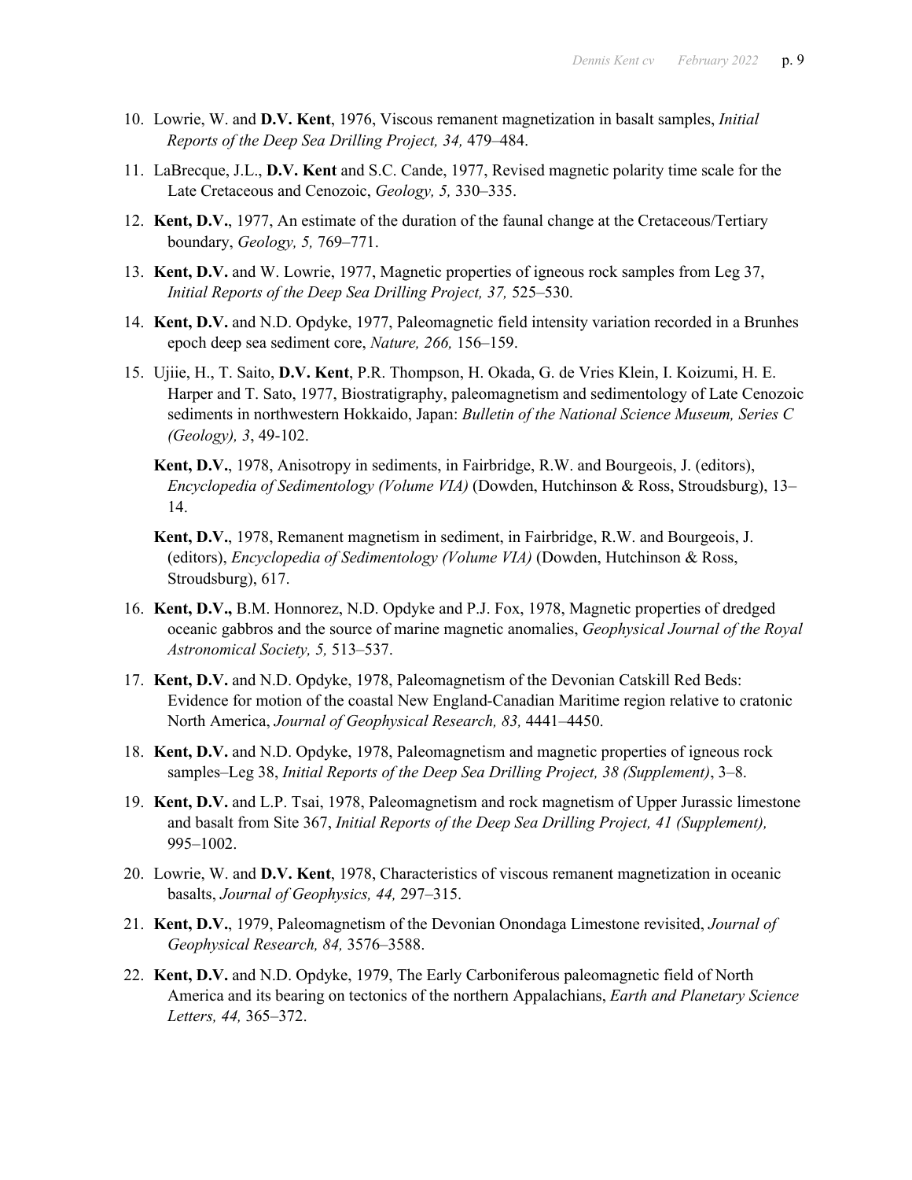10. Lowrie, W. and **D.V. Kent**, 1976, Viscous remanent magnetization in basalt samples, *Initial Reports of the Deep Sea Drilling Project, 34,* 479–484.

11. LaBrecque, J.L., **D.V. Kent** and S.C. Cande, 1977, Revised magnetic polarity time scale for the Late Cretaceous and Cenozoic, *Geology, 5,* 330–335.

12. **Kent, D.V.**, 1977, An estimate of the duration of the faunal change at the Cretaceous/Tertiary boundary, *Geology, 5,* 769–771.

13. **Kent, D.V.** and W. Lowrie, 1977, Magnetic properties of igneous rock samples from Leg 37, *Initial Reports of the Deep Sea Drilling Project, 37,* 525–530.

14. **Kent, D.V.** and N.D. Opdyke, 1977, Paleomagnetic field intensity variation recorded in a Brunhes epoch deep sea sediment core, *Nature, 266,* 156–159.

15. Ujiie, H., T. Saito, **D.V. Kent**, P.R. Thompson, H. Okada, G. de Vries Klein, I. Koizumi, H. E. Harper and T. Sato, 1977, Biostratigraphy, paleomagnetism and sedimentology of Late Cenozoic sediments in northwestern Hokkaido, Japan: *Bulletin of the National Science Museum, Series C (Geology), 3*, 49-102.

    **Kent, D.V.**, 1978, Anisotropy in sediments, in Fairbridge, R.W. and Bourgeois, J. (editors), *Encyclopedia of Sedimentology (Volume VIA)* (Dowden, Hutchinson & Ross, Stroudsburg), 13–14.

    **Kent, D.V.**, 1978, Remanent magnetism in sediment, in Fairbridge, R.W. and Bourgeois, J. (editors), *Encyclopedia of Sedimentology (Volume VIA)* (Dowden, Hutchinson & Ross, Stroudsburg), 617.

16. **Kent, D.V.,** B.M. Honnorez, N.D. Opdyke and P.J. Fox, 1978, Magnetic properties of dredged oceanic gabbros and the source of marine magnetic anomalies, *Geophysical Journal of the Royal Astronomical Society, 5,* 513–537.

17. **Kent, D.V.** and N.D. Opdyke, 1978, Paleomagnetism of the Devonian Catskill Red Beds: Evidence for motion of the coastal New England-Canadian Maritime region relative to cratonic North America, *Journal of Geophysical Research, 83,* 4441–4450.

18. **Kent, D.V.** and N.D. Opdyke, 1978, Paleomagnetism and magnetic properties of igneous rock samples–Leg 38, *Initial Reports of the Deep Sea Drilling Project, 38 (Supplement)*, 3–8.

19. **Kent, D.V.** and L.P. Tsai, 1978, Paleomagnetism and rock magnetism of Upper Jurassic limestone and basalt from Site 367, *Initial Reports of the Deep Sea Drilling Project, 41 (Supplement),* 995–1002.

20. Lowrie, W. and **D.V. Kent**, 1978, Characteristics of viscous remanent magnetization in oceanic basalts, *Journal of Geophysics, 44,* 297–315.

21. **Kent, D.V.**, 1979, Paleomagnetism of the Devonian Onondaga Limestone revisited, *Journal of Geophysical Research, 84,* 3576–3588.

22. **Kent, D.V.** and N.D. Opdyke, 1979, The Early Carboniferous paleomagnetic field of North America and its bearing on tectonics of the northern Appalachians, *Earth and Planetary Science Letters, 44,* 365–372.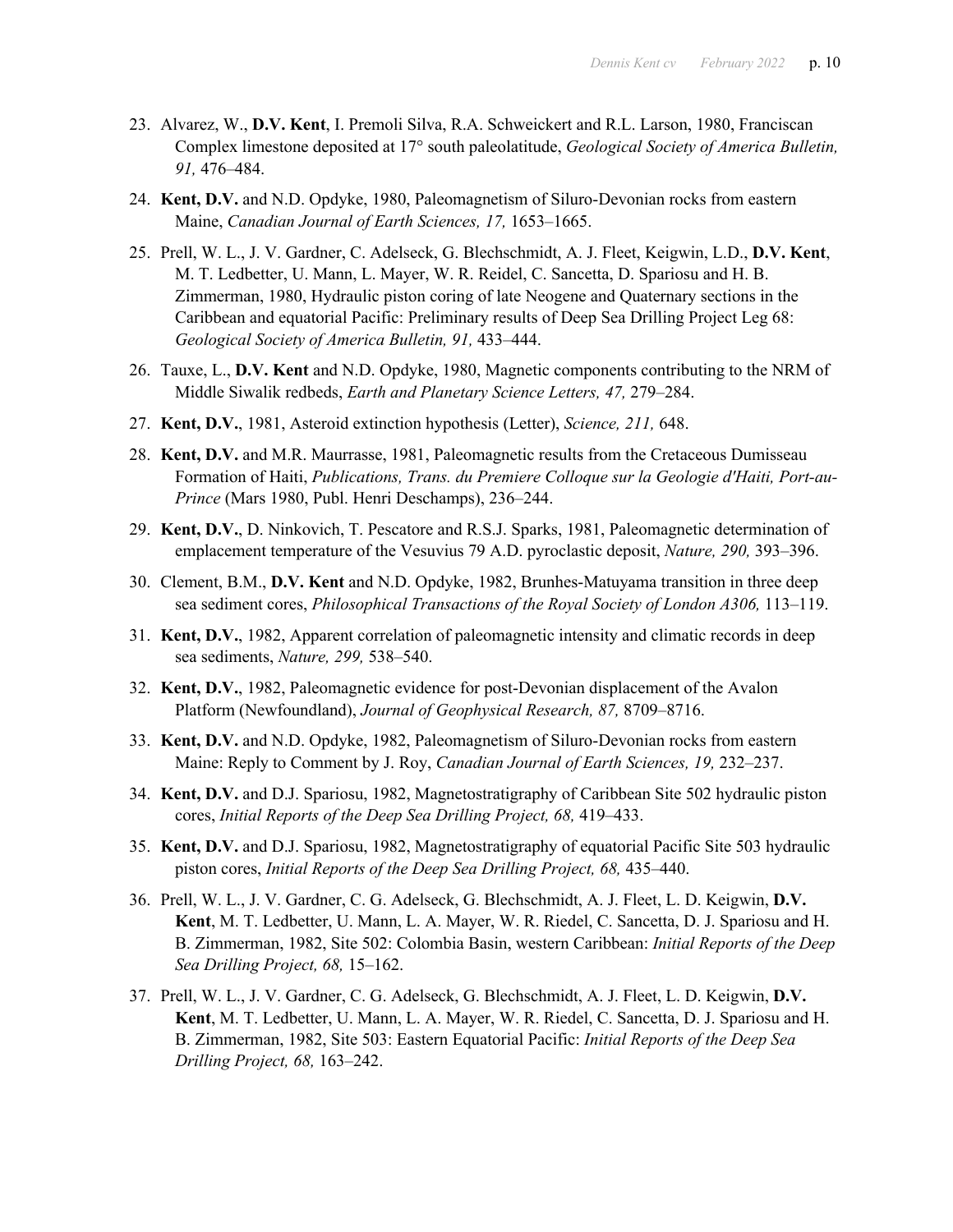23. Alvarez, W., **D.V. Kent**, I. Premoli Silva, R.A. Schweickert and R.L. Larson, 1980, Franciscan Complex limestone deposited at 17° south paleolatitude, *Geological Society of America Bulletin, 91,* 476–484.

24. **Kent, D.V.** and N.D. Opdyke, 1980, Paleomagnetism of Siluro-Devonian rocks from eastern Maine, *Canadian Journal of Earth Sciences, 17,* 1653–1665.

25. Prell, W. L., J. V. Gardner, C. Adelseck, G. Blechschmidt, A. J. Fleet, Keigwin, L.D., **D.V. Kent**, M. T. Ledbetter, U. Mann, L. Mayer, W. R. Reidel, C. Sancetta, D. Spariosu and H. B. Zimmerman, 1980, Hydraulic piston coring of late Neogene and Quaternary sections in the Caribbean and equatorial Pacific: Preliminary results of Deep Sea Drilling Project Leg 68: *Geological Society of America Bulletin, 91,* 433–444.

26. Tauxe, L., **D.V. Kent** and N.D. Opdyke, 1980, Magnetic components contributing to the NRM of Middle Siwalik redbeds, *Earth and Planetary Science Letters, 47,* 279–284.

27. **Kent, D.V.**, 1981, Asteroid extinction hypothesis (Letter), *Science, 211,* 648.

28. **Kent, D.V.** and M.R. Maurrasse, 1981, Paleomagnetic results from the Cretaceous Dumisseau Formation of Haiti, *Publications, Trans. du Premiere Colloque sur la Geologie d'Haiti, Port-au-Prince* (Mars 1980, Publ. Henri Deschamps), 236–244.

29. **Kent, D.V.**, D. Ninkovich, T. Pescatore and R.S.J. Sparks, 1981, Paleomagnetic determination of emplacement temperature of the Vesuvius 79 A.D. pyroclastic deposit, *Nature, 290,* 393–396.

30. Clement, B.M., **D.V. Kent** and N.D. Opdyke, 1982, Brunhes-Matuyama transition in three deep sea sediment cores, *Philosophical Transactions of the Royal Society of London A306,* 113–119.

31. **Kent, D.V.**, 1982, Apparent correlation of paleomagnetic intensity and climatic records in deep sea sediments, *Nature, 299,* 538–540.

32. **Kent, D.V.**, 1982, Paleomagnetic evidence for post-Devonian displacement of the Avalon Platform (Newfoundland), *Journal of Geophysical Research, 87,* 8709–8716.

33. **Kent, D.V.** and N.D. Opdyke, 1982, Paleomagnetism of Siluro-Devonian rocks from eastern Maine: Reply to Comment by J. Roy, *Canadian Journal of Earth Sciences, 19,* 232–237.

34. **Kent, D.V.** and D.J. Spariosu, 1982, Magnetostratigraphy of Caribbean Site 502 hydraulic piston cores, *Initial Reports of the Deep Sea Drilling Project, 68,* 419–433.

35. **Kent, D.V.** and D.J. Spariosu, 1982, Magnetostratigraphy of equatorial Pacific Site 503 hydraulic piston cores, *Initial Reports of the Deep Sea Drilling Project, 68,* 435–440.

36. Prell, W. L., J. V. Gardner, C. G. Adelseck, G. Blechschmidt, A. J. Fleet, L. D. Keigwin, **D.V. Kent**, M. T. Ledbetter, U. Mann, L. A. Mayer, W. R. Riedel, C. Sancetta, D. J. Spariosu and H. B. Zimmerman, 1982, Site 502: Colombia Basin, western Caribbean: *Initial Reports of the Deep Sea Drilling Project, 68,* 15–162.

37. Prell, W. L., J. V. Gardner, C. G. Adelseck, G. Blechschmidt, A. J. Fleet, L. D. Keigwin, **D.V. Kent**, M. T. Ledbetter, U. Mann, L. A. Mayer, W. R. Riedel, C. Sancetta, D. J. Spariosu and H. B. Zimmerman, 1982, Site 503: Eastern Equatorial Pacific: *Initial Reports of the Deep Sea Drilling Project, 68,* 163–242.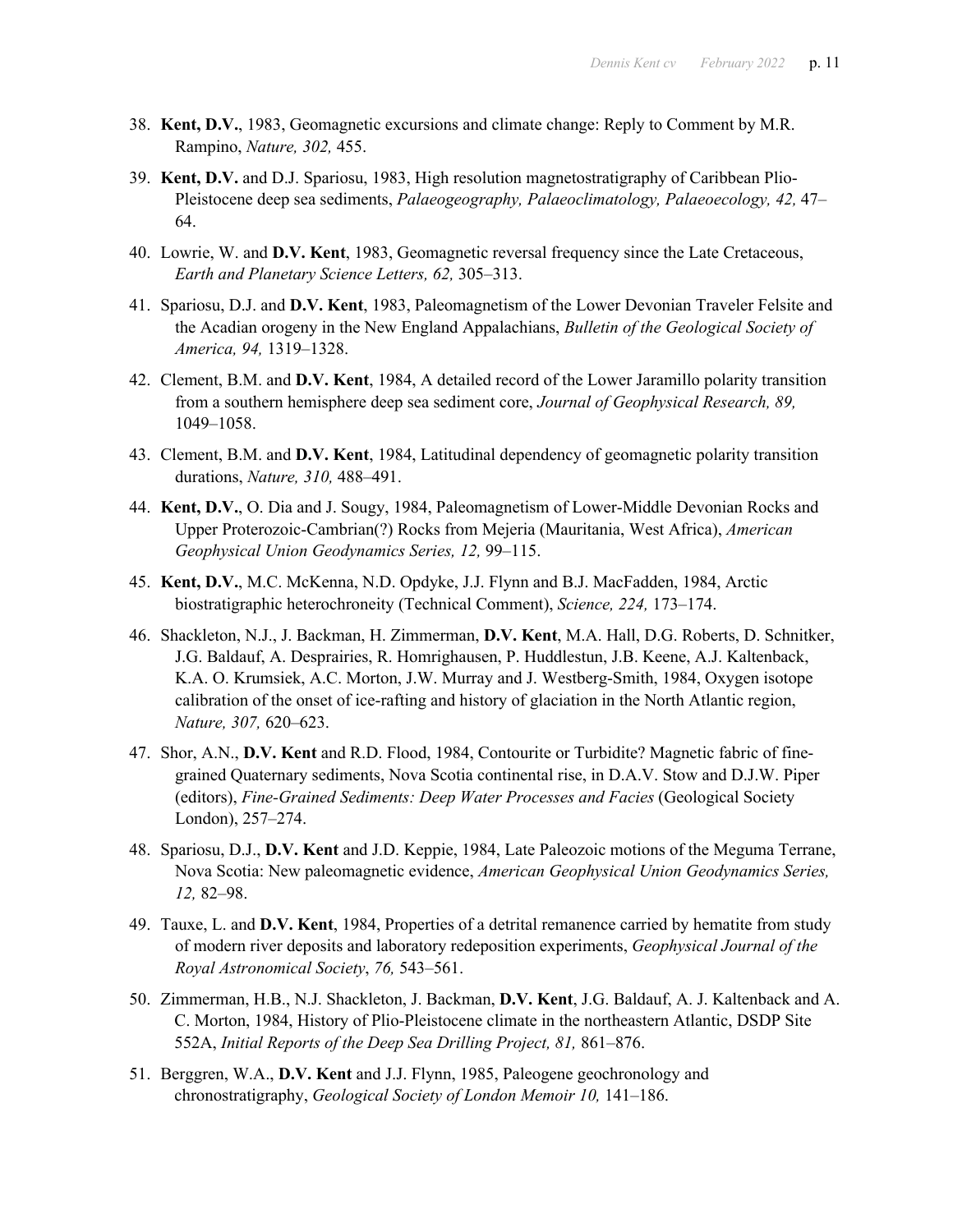38. **Kent, D.V.**, 1983, Geomagnetic excursions and climate change: Reply to Comment by M.R. Rampino, *Nature, 302,* 455.

39. **Kent, D.V.** and D.J. Spariosu, 1983, High resolution magnetostratigraphy of Caribbean Plio-Pleistocene deep sea sediments, *Palaeogeography, Palaeoclimatology, Palaeoecology, 42,* 47–64.

40. Lowrie, W. and **D.V. Kent**, 1983, Geomagnetic reversal frequency since the Late Cretaceous, *Earth and Planetary Science Letters, 62,* 305–313.

41. Spariosu, D.J. and **D.V. Kent**, 1983, Paleomagnetism of the Lower Devonian Traveler Felsite and the Acadian orogeny in the New England Appalachians, *Bulletin of the Geological Society of America, 94,* 1319–1328.

42. Clement, B.M. and **D.V. Kent**, 1984, A detailed record of the Lower Jaramillo polarity transition from a southern hemisphere deep sea sediment core, *Journal of Geophysical Research, 89,* 1049–1058.

43. Clement, B.M. and **D.V. Kent**, 1984, Latitudinal dependency of geomagnetic polarity transition durations, *Nature, 310,* 488–491.

44. **Kent, D.V.**, O. Dia and J. Sougy, 1984, Paleomagnetism of Lower-Middle Devonian Rocks and Upper Proterozoic-Cambrian(?) Rocks from Mejeria (Mauritania, West Africa), *American Geophysical Union Geodynamics Series, 12,* 99–115.

45. **Kent, D.V.**, M.C. McKenna, N.D. Opdyke, J.J. Flynn and B.J. MacFadden, 1984, Arctic biostratigraphic heterochroneity (Technical Comment), *Science, 224,* 173–174.

46. Shackleton, N.J., J. Backman, H. Zimmerman, **D.V. Kent**, M.A. Hall, D.G. Roberts, D. Schnitker, J.G. Baldauf, A. Desprairies, R. Homrighausen, P. Huddlestun, J.B. Keene, A.J. Kaltenback, K.A. O. Krumsiek, A.C. Morton, J.W. Murray and J. Westberg-Smith, 1984, Oxygen isotope calibration of the onset of ice-rafting and history of glaciation in the North Atlantic region, *Nature, 307,* 620–623.

47. Shor, A.N., **D.V. Kent** and R.D. Flood, 1984, Contourite or Turbidite? Magnetic fabric of fine-grained Quaternary sediments, Nova Scotia continental rise, in D.A.V. Stow and D.J.W. Piper (editors), *Fine-Grained Sediments: Deep Water Processes and Facies* (Geological Society London), 257–274.

48. Spariosu, D.J., **D.V. Kent** and J.D. Keppie, 1984, Late Paleozoic motions of the Meguma Terrane, Nova Scotia: New paleomagnetic evidence, *American Geophysical Union Geodynamics Series, 12,* 82–98.

49. Tauxe, L. and **D.V. Kent**, 1984, Properties of a detrital remanence carried by hematite from study of modern river deposits and laboratory redeposition experiments, *Geophysical Journal of the Royal Astronomical Society*, *76,* 543–561.

50. Zimmerman, H.B., N.J. Shackleton, J. Backman, **D.V. Kent**, J.G. Baldauf, A. J. Kaltenback and A. C. Morton, 1984, History of Plio-Pleistocene climate in the northeastern Atlantic, DSDP Site 552A, *Initial Reports of the Deep Sea Drilling Project, 81,* 861–876.

51. Berggren, W.A., **D.V. Kent** and J.J. Flynn, 1985, Paleogene geochronology and chronostratigraphy, *Geological Society of London Memoir 10,* 141–186.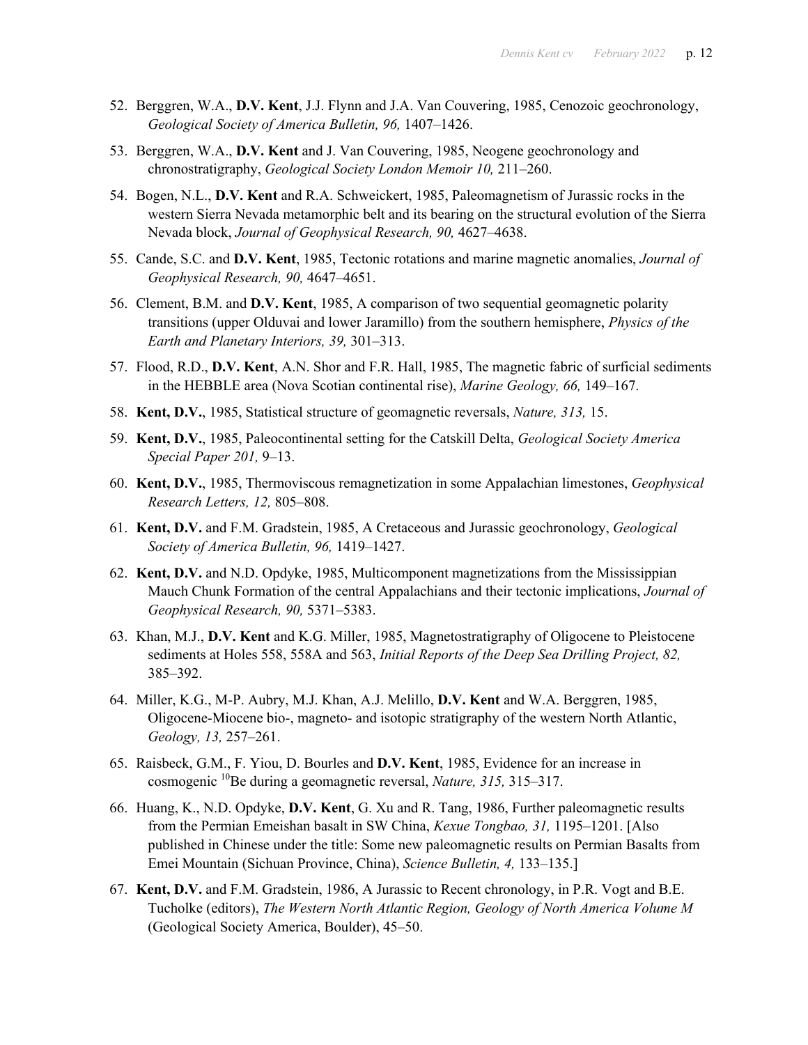52. Berggren, W.A., **D.V. Kent**, J.J. Flynn and J.A. Van Couvering, 1985, Cenozoic geochronology, *Geological Society of America Bulletin, 96,* 1407–1426.

53. Berggren, W.A., **D.V. Kent** and J. Van Couvering, 1985, Neogene geochronology and chronostratigraphy, *Geological Society London Memoir 10,* 211–260.

54. Bogen, N.L., **D.V. Kent** and R.A. Schweickert, 1985, Paleomagnetism of Jurassic rocks in the western Sierra Nevada metamorphic belt and its bearing on the structural evolution of the Sierra Nevada block, *Journal of Geophysical Research, 90,* 4627–4638.

55. Cande, S.C. and **D.V. Kent**, 1985, Tectonic rotations and marine magnetic anomalies, *Journal of Geophysical Research, 90,* 4647–4651.

56. Clement, B.M. and **D.V. Kent**, 1985, A comparison of two sequential geomagnetic polarity transitions (upper Olduvai and lower Jaramillo) from the southern hemisphere, *Physics of the Earth and Planetary Interiors, 39,* 301–313.

57. Flood, R.D., **D.V. Kent**, A.N. Shor and F.R. Hall, 1985, The magnetic fabric of surficial sediments in the HEBBLE area (Nova Scotian continental rise), *Marine Geology, 66,* 149–167.

58. **Kent, D.V.**, 1985, Statistical structure of geomagnetic reversals, *Nature, 313,* 15.

59. **Kent, D.V.**, 1985, Paleocontinental setting for the Catskill Delta, *Geological Society America Special Paper 201,* 9–13.

60. **Kent, D.V.**, 1985, Thermoviscous remagnetization in some Appalachian limestones, *Geophysical Research Letters, 12,* 805–808.

61. **Kent, D.V.** and F.M. Gradstein, 1985, A Cretaceous and Jurassic geochronology, *Geological Society of America Bulletin, 96,* 1419–1427.

62. **Kent, D.V.** and N.D. Opdyke, 1985, Multicomponent magnetizations from the Mississippian Mauch Chunk Formation of the central Appalachians and their tectonic implications, *Journal of Geophysical Research, 90,* 5371–5383.

63. Khan, M.J., **D.V. Kent** and K.G. Miller, 1985, Magnetostratigraphy of Oligocene to Pleistocene sediments at Holes 558, 558A and 563, *Initial Reports of the Deep Sea Drilling Project, 82,* 385–392.

64. Miller, K.G., M-P. Aubry, M.J. Khan, A.J. Melillo, **D.V. Kent** and W.A. Berggren, 1985, Oligocene-Miocene bio-, magneto- and isotopic stratigraphy of the western North Atlantic, *Geology, 13,* 257–261.

65. Raisbeck, G.M., F. Yiou, D. Bourles and **D.V. Kent**, 1985, Evidence for an increase in cosmogenic $^{10}$Be during a geomagnetic reversal, *Nature, 315,* 315–317.

66. Huang, K., N.D. Opdyke, **D.V. Kent**, G. Xu and R. Tang, 1986, Further paleomagnetic results from the Permian Emeishan basalt in SW China, *Kexue Tongbao, 31,* 1195–1201. [Also published in Chinese under the title: Some new paleomagnetic results on Permian Basalts from Emei Mountain (Sichuan Province, China), *Science Bulletin, 4,* 133–135.]

67. **Kent, D.V.** and F.M. Gradstein, 1986, A Jurassic to Recent chronology, in P.R. Vogt and B.E. Tucholke (editors), *The Western North Atlantic Region, Geology of North America Volume M* (Geological Society America, Boulder), 45–50.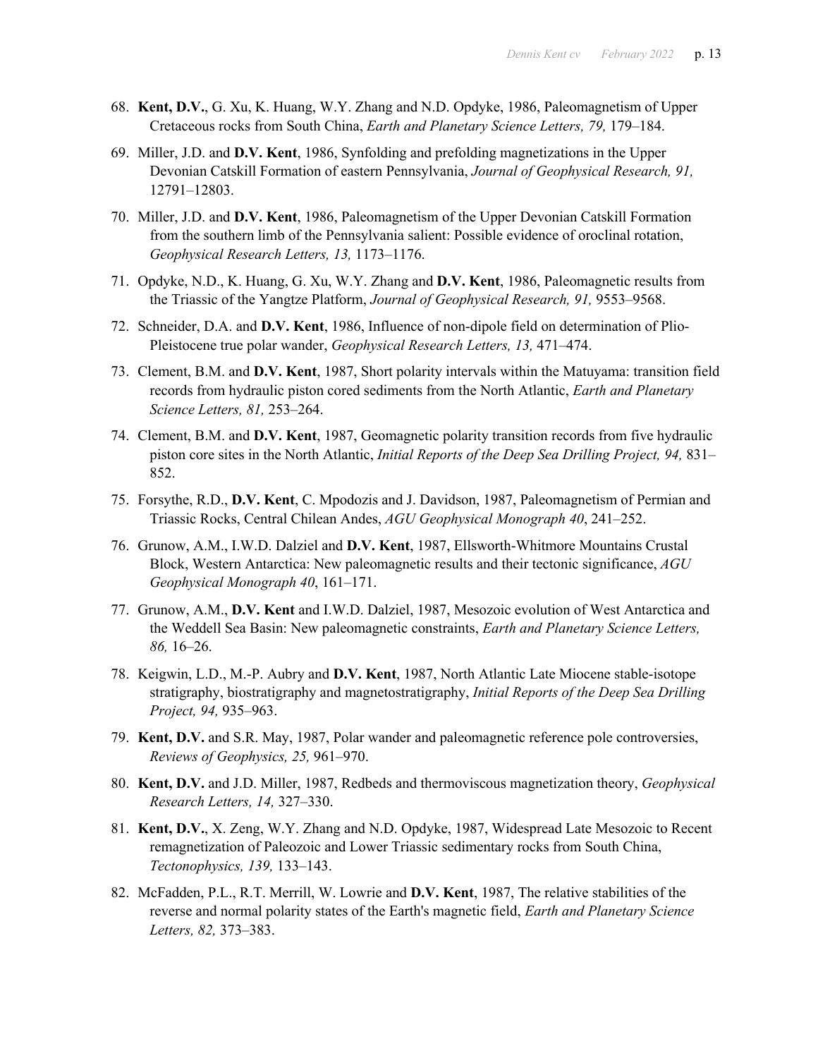68. **Kent, D.V.**, G. Xu, K. Huang, W.Y. Zhang and N.D. Opdyke, 1986, Paleomagnetism of Upper Cretaceous rocks from South China, *Earth and Planetary Science Letters, 79,* 179–184.
69. Miller, J.D. and **D.V. Kent**, 1986, Synfolding and prefolding magnetizations in the Upper Devonian Catskill Formation of eastern Pennsylvania, *Journal of Geophysical Research, 91,* 12791–12803.
70. Miller, J.D. and **D.V. Kent**, 1986, Paleomagnetism of the Upper Devonian Catskill Formation from the southern limb of the Pennsylvania salient: Possible evidence of oroclinal rotation, *Geophysical Research Letters, 13,* 1173–1176.
71. Opdyke, N.D., K. Huang, G. Xu, W.Y. Zhang and **D.V. Kent**, 1986, Paleomagnetic results from the Triassic of the Yangtze Platform, *Journal of Geophysical Research, 91,* 9553–9568.
72. Schneider, D.A. and **D.V. Kent**, 1986, Influence of non-dipole field on determination of Plio-Pleistocene true polar wander, *Geophysical Research Letters, 13,* 471–474.
73. Clement, B.M. and **D.V. Kent**, 1987, Short polarity intervals within the Matuyama: transition field records from hydraulic piston cored sediments from the North Atlantic, *Earth and Planetary Science Letters, 81,* 253–264.
74. Clement, B.M. and **D.V. Kent**, 1987, Geomagnetic polarity transition records from five hydraulic piston core sites in the North Atlantic, *Initial Reports of the Deep Sea Drilling Project, 94,* 831–852.
75. Forsythe, R.D., **D.V. Kent**, C. Mpodozis and J. Davidson, 1987, Paleomagnetism of Permian and Triassic Rocks, Central Chilean Andes, *AGU Geophysical Monograph 40*, 241–252.
76. Grunow, A.M., I.W.D. Dalziel and **D.V. Kent**, 1987, Ellsworth-Whitmore Mountains Crustal Block, Western Antarctica: New paleomagnetic results and their tectonic significance, *AGU Geophysical Monograph 40*, 161–171.
77. Grunow, A.M., **D.V. Kent** and I.W.D. Dalziel, 1987, Mesozoic evolution of West Antarctica and the Weddell Sea Basin: New paleomagnetic constraints, *Earth and Planetary Science Letters, 86,* 16–26.
78. Keigwin, L.D., M.-P. Aubry and **D.V. Kent**, 1987, North Atlantic Late Miocene stable-isotope stratigraphy, biostratigraphy and magnetostratigraphy, *Initial Reports of the Deep Sea Drilling Project, 94,* 935–963.
79. **Kent, D.V.** and S.R. May, 1987, Polar wander and paleomagnetic reference pole controversies, *Reviews of Geophysics, 25,* 961–970.
80. **Kent, D.V.** and J.D. Miller, 1987, Redbeds and thermoviscous magnetization theory, *Geophysical Research Letters, 14,* 327–330.
81. **Kent, D.V.**, X. Zeng, W.Y. Zhang and N.D. Opdyke, 1987, Widespread Late Mesozoic to Recent remagnetization of Paleozoic and Lower Triassic sedimentary rocks from South China, *Tectonophysics, 139,* 133–143.
82. McFadden, P.L., R.T. Merrill, W. Lowrie and **D.V. Kent**, 1987, The relative stabilities of the reverse and normal polarity states of the Earth's magnetic field, *Earth and Planetary Science Letters, 82,* 373–383.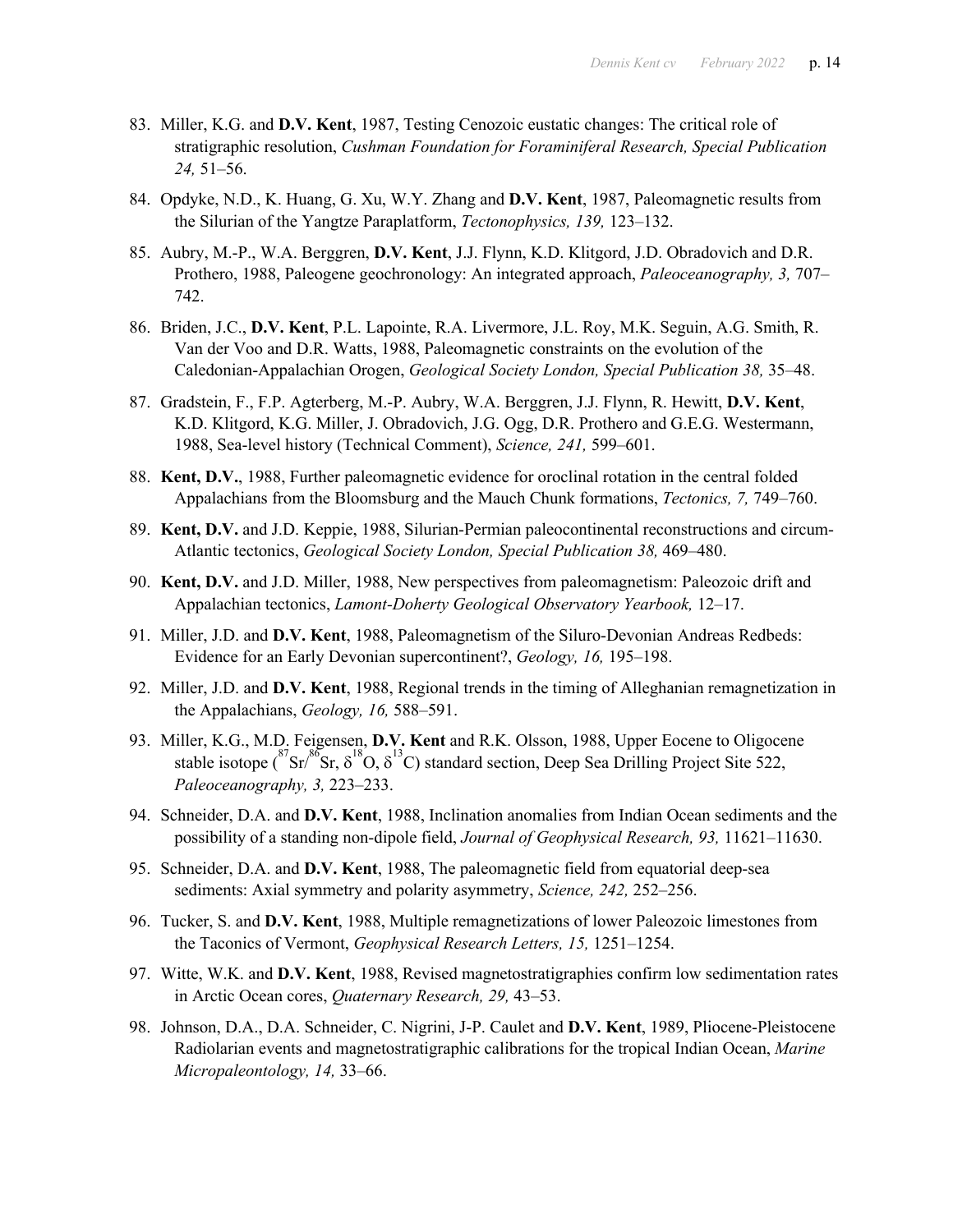83. Miller, K.G. and **D.V. Kent**, 1987, Testing Cenozoic eustatic changes: The critical role of stratigraphic resolution, *Cushman Foundation for Foraminiferal Research, Special Publication 24,* 51–56.

84. Opdyke, N.D., K. Huang, G. Xu, W.Y. Zhang and **D.V. Kent**, 1987, Paleomagnetic results from the Silurian of the Yangtze Paraplatform, *Tectonophysics, 139,* 123–132.

85. Aubry, M.-P., W.A. Berggren, **D.V. Kent**, J.J. Flynn, K.D. Klitgord, J.D. Obradovich and D.R. Prothero, 1988, Paleogene geochronology: An integrated approach, *Paleoceanography, 3,* 707–742.

86. Briden, J.C., **D.V. Kent**, P.L. Lapointe, R.A. Livermore, J.L. Roy, M.K. Seguin, A.G. Smith, R. Van der Voo and D.R. Watts, 1988, Paleomagnetic constraints on the evolution of the Caledonian-Appalachian Orogen, *Geological Society London, Special Publication 38,* 35–48.

87. Gradstein, F., F.P. Agterberg, M.-P. Aubry, W.A. Berggren, J.J. Flynn, R. Hewitt, **D.V. Kent**, K.D. Klitgord, K.G. Miller, J. Obradovich, J.G. Ogg, D.R. Prothero and G.E.G. Westermann, 1988, Sea-level history (Technical Comment), *Science, 241,* 599–601.

88. **Kent, D.V.**, 1988, Further paleomagnetic evidence for oroclinal rotation in the central folded Appalachians from the Bloomsburg and the Mauch Chunk formations, *Tectonics, 7,* 749–760.

89. **Kent, D.V.** and J.D. Keppie, 1988, Silurian-Permian paleocontinental reconstructions and circum-Atlantic tectonics, *Geological Society London, Special Publication 38,* 469–480.

90. **Kent, D.V.** and J.D. Miller, 1988, New perspectives from paleomagnetism: Paleozoic drift and Appalachian tectonics, *Lamont-Doherty Geological Observatory Yearbook,* 12–17.

91. Miller, J.D. and **D.V. Kent**, 1988, Paleomagnetism of the Siluro-Devonian Andreas Redbeds: Evidence for an Early Devonian supercontinent?, *Geology, 16,* 195–198.

92. Miller, J.D. and **D.V. Kent**, 1988, Regional trends in the timing of Alleghanian remagnetization in the Appalachians, *Geology, 16,* 588–591.

93. Miller, K.G., M.D. Feigensen, **D.V. Kent** and R.K. Olsson, 1988, Upper Eocene to Oligocene stable isotope ($^{87}Sr/^{86}Sr$, $\delta^{18}O$, $\delta^{13}C$) standard section, Deep Sea Drilling Project Site 522, *Paleoceanography, 3,* 223–233.

94. Schneider, D.A. and **D.V. Kent**, 1988, Inclination anomalies from Indian Ocean sediments and the possibility of a standing non-dipole field, *Journal of Geophysical Research, 93,* 11621–11630.

95. Schneider, D.A. and **D.V. Kent**, 1988, The paleomagnetic field from equatorial deep-sea sediments: Axial symmetry and polarity asymmetry, *Science, 242,* 252–256.

96. Tucker, S. and **D.V. Kent**, 1988, Multiple remagnetizations of lower Paleozoic limestones from the Taconics of Vermont, *Geophysical Research Letters, 15,* 1251–1254.

97. Witte, W.K. and **D.V. Kent**, 1988, Revised magnetostratigraphies confirm low sedimentation rates in Arctic Ocean cores, *Quaternary Research, 29,* 43–53.

98. Johnson, D.A., D.A. Schneider, C. Nigrini, J-P. Caulet and **D.V. Kent**, 1989, Pliocene-Pleistocene Radiolarian events and magnetostratigraphic calibrations for the tropical Indian Ocean, *Marine Micropaleontology, 14,* 33–66.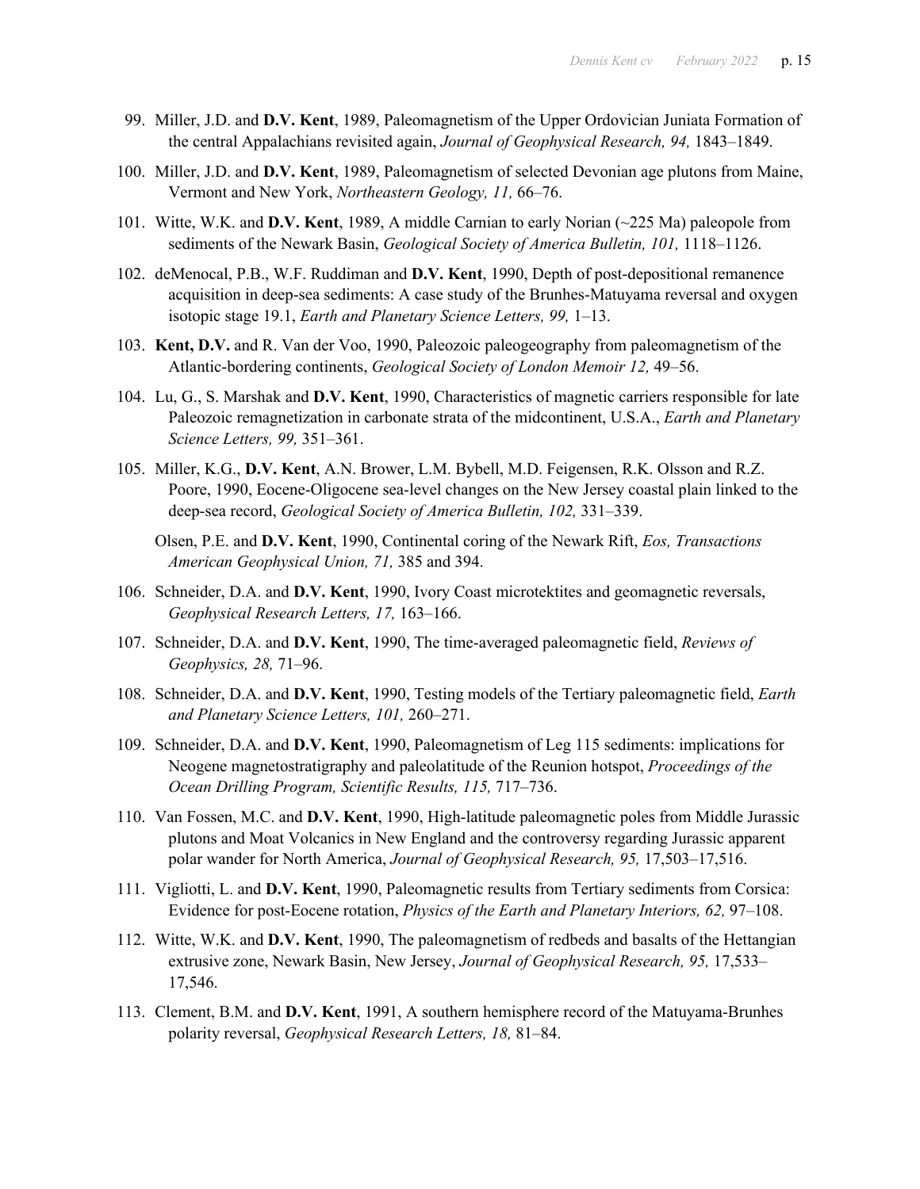99. Miller, J.D. and **D.V. Kent**, 1989, Paleomagnetism of the Upper Ordovician Juniata Formation of the central Appalachians revisited again, *Journal of Geophysical Research, 94,* 1843–1849.

100. Miller, J.D. and **D.V. Kent**, 1989, Paleomagnetism of selected Devonian age plutons from Maine, Vermont and New York, *Northeastern Geology, 11,* 66–76.

101. Witte, W.K. and **D.V. Kent**, 1989, A middle Carnian to early Norian (~225 Ma) paleopole from sediments of the Newark Basin, *Geological Society of America Bulletin, 101,* 1118–1126.

102. deMenocal, P.B., W.F. Ruddiman and **D.V. Kent**, 1990, Depth of post-depositional remanence acquisition in deep-sea sediments: A case study of the Brunhes-Matuyama reversal and oxygen isotopic stage 19.1, *Earth and Planetary Science Letters, 99,* 1–13.

103. **Kent, D.V.** and R. Van der Voo, 1990, Paleozoic paleogeography from paleomagnetism of the Atlantic-bordering continents, *Geological Society of London Memoir 12,* 49–56.

104. Lu, G., S. Marshak and **D.V. Kent**, 1990, Characteristics of magnetic carriers responsible for late Paleozoic remagnetization in carbonate strata of the midcontinent, U.S.A., *Earth and Planetary Science Letters, 99,* 351–361.

105. Miller, K.G., **D.V. Kent**, A.N. Brower, L.M. Bybell, M.D. Feigensen, R.K. Olsson and R.Z. Poore, 1990, Eocene-Oligocene sea-level changes on the New Jersey coastal plain linked to the deep-sea record, *Geological Society of America Bulletin, 102,* 331–339.

     Olsen, P.E. and **D.V. Kent**, 1990, Continental coring of the Newark Rift, *Eos, Transactions American Geophysical Union, 71,* 385 and 394.

106. Schneider, D.A. and **D.V. Kent**, 1990, Ivory Coast microtektites and geomagnetic reversals, *Geophysical Research Letters, 17,* 163–166.

107. Schneider, D.A. and **D.V. Kent**, 1990, The time-averaged paleomagnetic field, *Reviews of Geophysics, 28,* 71–96.

108. Schneider, D.A. and **D.V. Kent**, 1990, Testing models of the Tertiary paleomagnetic field, *Earth and Planetary Science Letters, 101,* 260–271.

109. Schneider, D.A. and **D.V. Kent**, 1990, Paleomagnetism of Leg 115 sediments: implications for Neogene magnetostratigraphy and paleolatitude of the Reunion hotspot, *Proceedings of the Ocean Drilling Program, Scientific Results, 115,* 717–736.

110. Van Fossen, M.C. and **D.V. Kent**, 1990, High-latitude paleomagnetic poles from Middle Jurassic plutons and Moat Volcanics in New England and the controversy regarding Jurassic apparent polar wander for North America, *Journal of Geophysical Research, 95,* 17,503–17,516.

111. Vigliotti, L. and **D.V. Kent**, 1990, Paleomagnetic results from Tertiary sediments from Corsica: Evidence for post-Eocene rotation, *Physics of the Earth and Planetary Interiors, 62,* 97–108.

112. Witte, W.K. and **D.V. Kent**, 1990, The paleomagnetism of redbeds and basalts of the Hettangian extrusive zone, Newark Basin, New Jersey, *Journal of Geophysical Research, 95,* 17,533–17,546.

113. Clement, B.M. and **D.V. Kent**, 1991, A southern hemisphere record of the Matuyama-Brunhes polarity reversal, *Geophysical Research Letters, 18,* 81–84.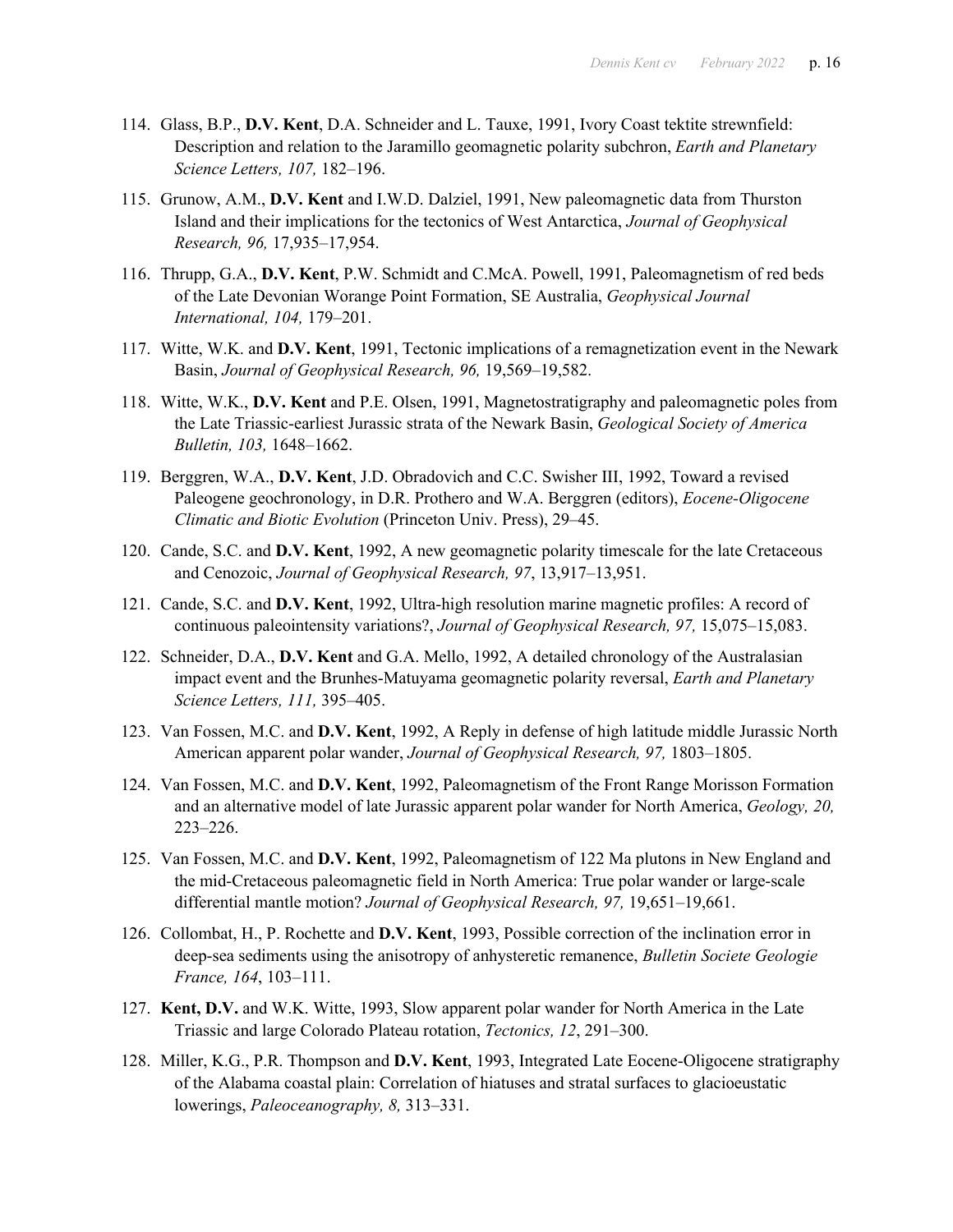114. Glass, B.P., **D.V. Kent**, D.A. Schneider and L. Tauxe, 1991, Ivory Coast tektite strewnfield: Description and relation to the Jaramillo geomagnetic polarity subchron, *Earth and Planetary Science Letters, 107,* 182–196.

115. Grunow, A.M., **D.V. Kent** and I.W.D. Dalziel, 1991, New paleomagnetic data from Thurston Island and their implications for the tectonics of West Antarctica, *Journal of Geophysical Research, 96,* 17,935–17,954.

116. Thrupp, G.A., **D.V. Kent**, P.W. Schmidt and C.McA. Powell, 1991, Paleomagnetism of red beds of the Late Devonian Worange Point Formation, SE Australia, *Geophysical Journal International, 104,* 179–201.

117. Witte, W.K. and **D.V. Kent**, 1991, Tectonic implications of a remagnetization event in the Newark Basin, *Journal of Geophysical Research, 96,* 19,569–19,582.

118. Witte, W.K., **D.V. Kent** and P.E. Olsen, 1991, Magnetostratigraphy and paleomagnetic poles from the Late Triassic-earliest Jurassic strata of the Newark Basin, *Geological Society of America Bulletin, 103,* 1648–1662.

119. Berggren, W.A., **D.V. Kent**, J.D. Obradovich and C.C. Swisher III, 1992, Toward a revised Paleogene geochronology, in D.R. Prothero and W.A. Berggren (editors), *Eocene-Oligocene Climatic and Biotic Evolution* (Princeton Univ. Press), 29–45.

120. Cande, S.C. and **D.V. Kent**, 1992, A new geomagnetic polarity timescale for the late Cretaceous and Cenozoic, *Journal of Geophysical Research, 97*, 13,917–13,951.

121. Cande, S.C. and **D.V. Kent**, 1992, Ultra-high resolution marine magnetic profiles: A record of continuous paleointensity variations?, *Journal of Geophysical Research, 97,* 15,075–15,083.

122. Schneider, D.A., **D.V. Kent** and G.A. Mello, 1992, A detailed chronology of the Australasian impact event and the Brunhes-Matuyama geomagnetic polarity reversal, *Earth and Planetary Science Letters, 111,* 395–405.

123. Van Fossen, M.C. and **D.V. Kent**, 1992, A Reply in defense of high latitude middle Jurassic North American apparent polar wander, *Journal of Geophysical Research, 97,* 1803–1805.

124. Van Fossen, M.C. and **D.V. Kent**, 1992, Paleomagnetism of the Front Range Morisson Formation and an alternative model of late Jurassic apparent polar wander for North America, *Geology, 20,* 223–226.

125. Van Fossen, M.C. and **D.V. Kent**, 1992, Paleomagnetism of 122 Ma plutons in New England and the mid-Cretaceous paleomagnetic field in North America: True polar wander or large-scale differential mantle motion? *Journal of Geophysical Research, 97,* 19,651–19,661.

126. Collombat, H., P. Rochette and **D.V. Kent**, 1993, Possible correction of the inclination error in deep-sea sediments using the anisotropy of anhysteretic remanence, *Bulletin Societe Geologie France, 164*, 103–111.

127. **Kent, D.V.** and W.K. Witte, 1993, Slow apparent polar wander for North America in the Late Triassic and large Colorado Plateau rotation, *Tectonics, 12*, 291–300.

128. Miller, K.G., P.R. Thompson and **D.V. Kent**, 1993, Integrated Late Eocene-Oligocene stratigraphy of the Alabama coastal plain: Correlation of hiatuses and stratal surfaces to glacioeustatic lowerings, *Paleoceanography, 8,* 313–331.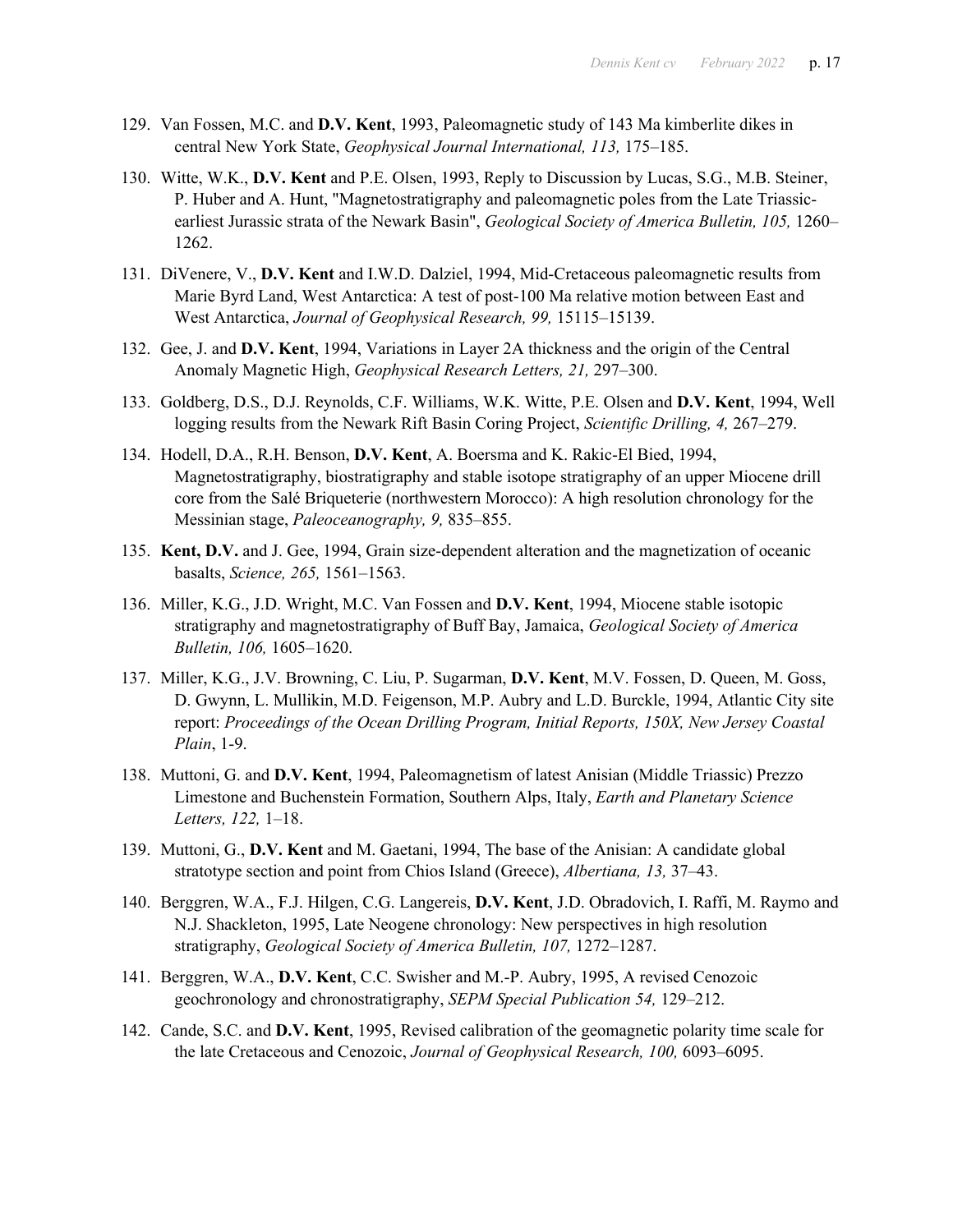129. Van Fossen, M.C. and **D.V. Kent**, 1993, Paleomagnetic study of 143 Ma kimberlite dikes in central New York State, *Geophysical Journal International, 113,* 175–185.

130. Witte, W.K., **D.V. Kent** and P.E. Olsen, 1993, Reply to Discussion by Lucas, S.G., M.B. Steiner, P. Huber and A. Hunt, "Magnetostratigraphy and paleomagnetic poles from the Late Triassic-earliest Jurassic strata of the Newark Basin", *Geological Society of America Bulletin, 105,* 1260–1262.

131. DiVenere, V., **D.V. Kent** and I.W.D. Dalziel, 1994, Mid-Cretaceous paleomagnetic results from Marie Byrd Land, West Antarctica: A test of post-100 Ma relative motion between East and West Antarctica, *Journal of Geophysical Research, 99,* 15115–15139.

132. Gee, J. and **D.V. Kent**, 1994, Variations in Layer 2A thickness and the origin of the Central Anomaly Magnetic High, *Geophysical Research Letters, 21,* 297–300.

133. Goldberg, D.S., D.J. Reynolds, C.F. Williams, W.K. Witte, P.E. Olsen and **D.V. Kent**, 1994, Well logging results from the Newark Rift Basin Coring Project, *Scientific Drilling, 4,* 267–279.

134. Hodell, D.A., R.H. Benson, **D.V. Kent**, A. Boersma and K. Rakic-El Bied, 1994, Magnetostratigraphy, biostratigraphy and stable isotope stratigraphy of an upper Miocene drill core from the Salé Briqueterie (northwestern Morocco): A high resolution chronology for the Messinian stage, *Paleoceanography, 9,* 835–855.

135. **Kent, D.V.** and J. Gee, 1994, Grain size-dependent alteration and the magnetization of oceanic basalts, *Science, 265,* 1561–1563.

136. Miller, K.G., J.D. Wright, M.C. Van Fossen and **D.V. Kent**, 1994, Miocene stable isotopic stratigraphy and magnetostratigraphy of Buff Bay, Jamaica, *Geological Society of America Bulletin, 106,* 1605–1620.

137. Miller, K.G., J.V. Browning, C. Liu, P. Sugarman, **D.V. Kent**, M.V. Fossen, D. Queen, M. Goss, D. Gwynn, L. Mullikin, M.D. Feigenson, M.P. Aubry and L.D. Burckle, 1994, Atlantic City site report: *Proceedings of the Ocean Drilling Program, Initial Reports, 150X, New Jersey Coastal Plain*, 1-9.

138. Muttoni, G. and **D.V. Kent**, 1994, Paleomagnetism of latest Anisian (Middle Triassic) Prezzo Limestone and Buchenstein Formation, Southern Alps, Italy, *Earth and Planetary Science Letters, 122,* 1–18.

139. Muttoni, G., **D.V. Kent** and M. Gaetani, 1994, The base of the Anisian: A candidate global stratotype section and point from Chios Island (Greece), *Albertiana, 13,* 37–43.

140. Berggren, W.A., F.J. Hilgen, C.G. Langereis, **D.V. Kent**, J.D. Obradovich, I. Raffi, M. Raymo and N.J. Shackleton, 1995, Late Neogene chronology: New perspectives in high resolution stratigraphy, *Geological Society of America Bulletin, 107,* 1272–1287.

141. Berggren, W.A., **D.V. Kent**, C.C. Swisher and M.-P. Aubry, 1995, A revised Cenozoic geochronology and chronostratigraphy, *SEPM Special Publication 54,* 129–212.

142. Cande, S.C. and **D.V. Kent**, 1995, Revised calibration of the geomagnetic polarity time scale for the late Cretaceous and Cenozoic, *Journal of Geophysical Research, 100,* 6093–6095.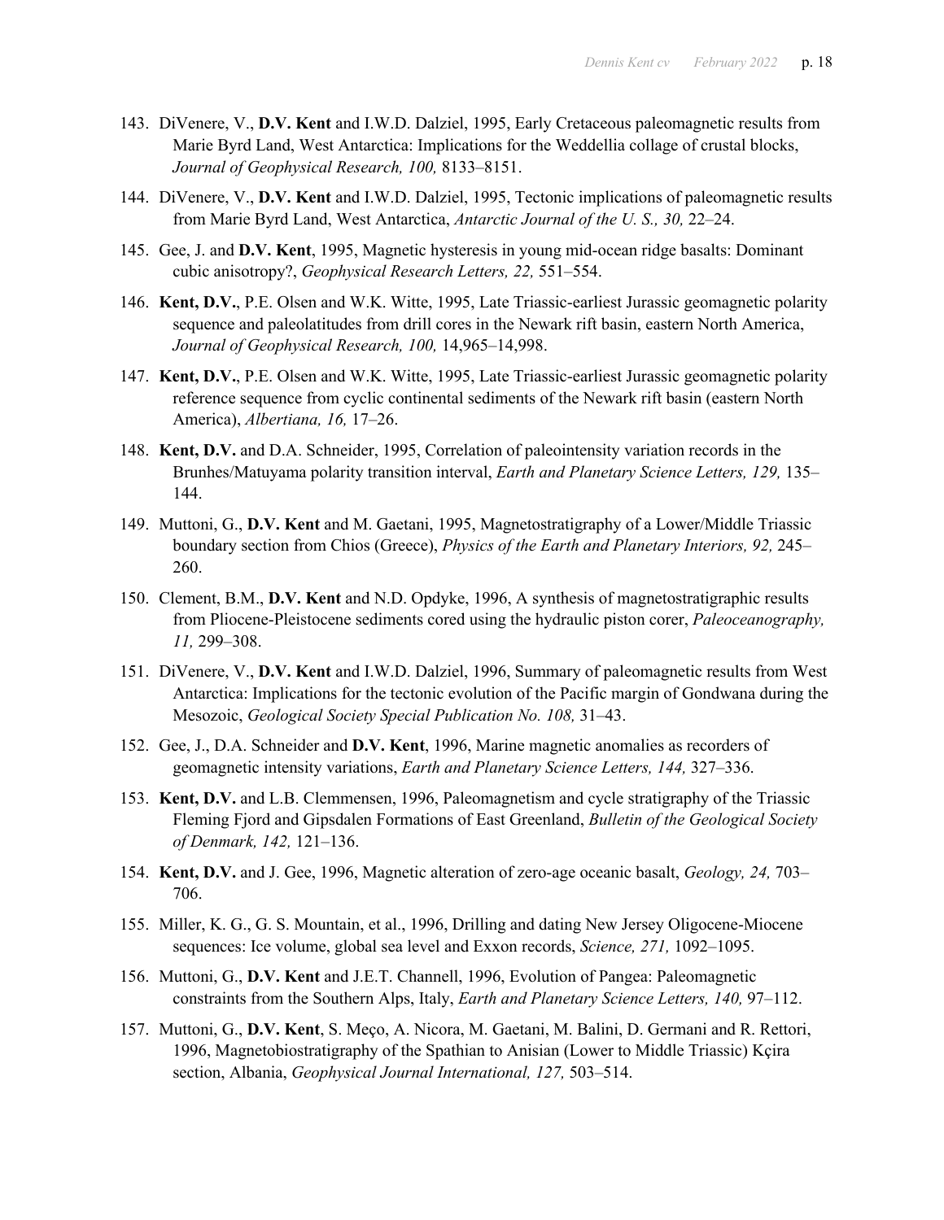143. DiVenere, V., **D.V. Kent** and I.W.D. Dalziel, 1995, Early Cretaceous paleomagnetic results from Marie Byrd Land, West Antarctica: Implications for the Weddellia collage of crustal blocks, *Journal of Geophysical Research, 100,* 8133–8151.

144. DiVenere, V., **D.V. Kent** and I.W.D. Dalziel, 1995, Tectonic implications of paleomagnetic results from Marie Byrd Land, West Antarctica, *Antarctic Journal of the U. S., 30,* 22–24.

145. Gee, J. and **D.V. Kent**, 1995, Magnetic hysteresis in young mid-ocean ridge basalts: Dominant cubic anisotropy?, *Geophysical Research Letters, 22,* 551–554.

146. **Kent, D.V.**, P.E. Olsen and W.K. Witte, 1995, Late Triassic-earliest Jurassic geomagnetic polarity sequence and paleolatitudes from drill cores in the Newark rift basin, eastern North America, *Journal of Geophysical Research, 100,* 14,965–14,998.

147. **Kent, D.V.**, P.E. Olsen and W.K. Witte, 1995, Late Triassic-earliest Jurassic geomagnetic polarity reference sequence from cyclic continental sediments of the Newark rift basin (eastern North America), *Albertiana, 16,* 17–26.

148. **Kent, D.V.** and D.A. Schneider, 1995, Correlation of paleointensity variation records in the Brunhes/Matuyama polarity transition interval, *Earth and Planetary Science Letters, 129,* 135–144.

149. Muttoni, G., **D.V. Kent** and M. Gaetani, 1995, Magnetostratigraphy of a Lower/Middle Triassic boundary section from Chios (Greece), *Physics of the Earth and Planetary Interiors, 92,* 245–260.

150. Clement, B.M., **D.V. Kent** and N.D. Opdyke, 1996, A synthesis of magnetostratigraphic results from Pliocene-Pleistocene sediments cored using the hydraulic piston corer, *Paleoceanography, 11,* 299–308.

151. DiVenere, V., **D.V. Kent** and I.W.D. Dalziel, 1996, Summary of paleomagnetic results from West Antarctica: Implications for the tectonic evolution of the Pacific margin of Gondwana during the Mesozoic, *Geological Society Special Publication No. 108,* 31–43.

152. Gee, J., D.A. Schneider and **D.V. Kent**, 1996, Marine magnetic anomalies as recorders of geomagnetic intensity variations, *Earth and Planetary Science Letters, 144,* 327–336.

153. **Kent, D.V.** and L.B. Clemmensen, 1996, Paleomagnetism and cycle stratigraphy of the Triassic Fleming Fjord and Gipsdalen Formations of East Greenland, *Bulletin of the Geological Society of Denmark, 142,* 121–136.

154. **Kent, D.V.** and J. Gee, 1996, Magnetic alteration of zero-age oceanic basalt, *Geology, 24,* 703–706.

155. Miller, K. G., G. S. Mountain, et al., 1996, Drilling and dating New Jersey Oligocene-Miocene sequences: Ice volume, global sea level and Exxon records, *Science, 271,* 1092–1095.

156. Muttoni, G., **D.V. Kent** and J.E.T. Channell, 1996, Evolution of Pangea: Paleomagnetic constraints from the Southern Alps, Italy, *Earth and Planetary Science Letters, 140,* 97–112.

157. Muttoni, G., **D.V. Kent**, S. Meço, A. Nicora, M. Gaetani, M. Balini, D. Germani and R. Rettori, 1996, Magnetobiostratigraphy of the Spathian to Anisian (Lower to Middle Triassic) Kçira section, Albania, *Geophysical Journal International, 127,* 503–514.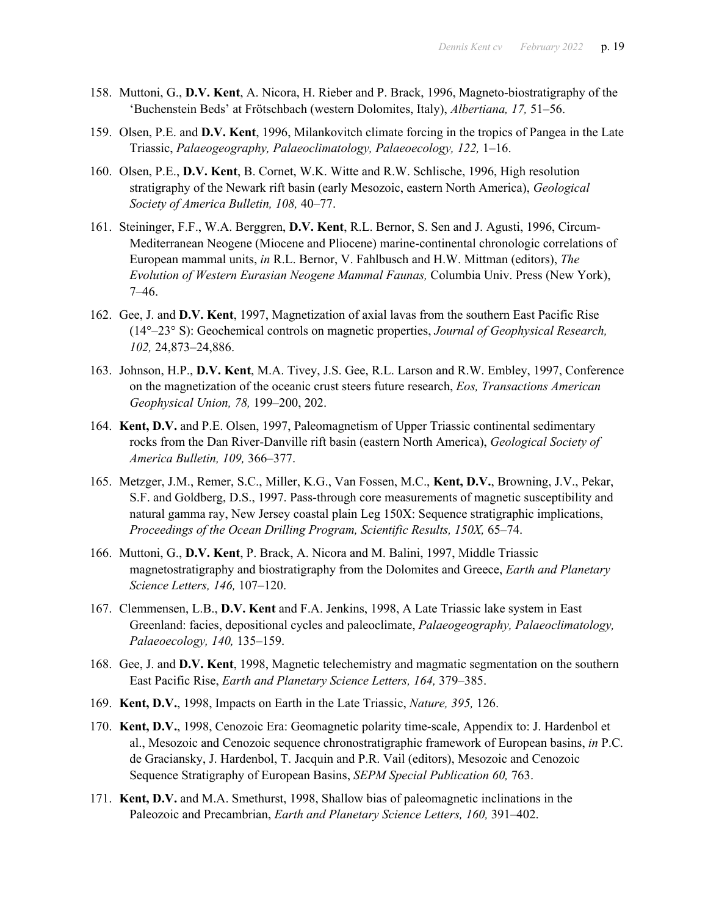158. Muttoni, G., **D.V. Kent**, A. Nicora, H. Rieber and P. Brack, 1996, Magneto-biostratigraphy of the 'Buchenstein Beds' at Frötschbach (western Dolomites, Italy), *Albertiana, 17,* 51–56.

159. Olsen, P.E. and **D.V. Kent**, 1996, Milankovitch climate forcing in the tropics of Pangea in the Late Triassic, *Palaeogeography, Palaeoclimatology, Palaeoecology, 122,* 1–16.

160. Olsen, P.E., **D.V. Kent**, B. Cornet, W.K. Witte and R.W. Schlische, 1996, High resolution stratigraphy of the Newark rift basin (early Mesozoic, eastern North America), *Geological Society of America Bulletin, 108,* 40–77.

161. Steininger, F.F., W.A. Berggren, **D.V. Kent**, R.L. Bernor, S. Sen and J. Agusti, 1996, Circum-Mediterranean Neogene (Miocene and Pliocene) marine-continental chronologic correlations of European mammal units, *in* R.L. Bernor, V. Fahlbusch and H.W. Mittman (editors), *The Evolution of Western Eurasian Neogene Mammal Faunas,* Columbia Univ. Press (New York), 7–46.

162. Gee, J. and **D.V. Kent**, 1997, Magnetization of axial lavas from the southern East Pacific Rise (14°–23° S): Geochemical controls on magnetic properties, *Journal of Geophysical Research, 102,* 24,873–24,886.

163. Johnson, H.P., **D.V. Kent**, M.A. Tivey, J.S. Gee, R.L. Larson and R.W. Embley, 1997, Conference on the magnetization of the oceanic crust steers future research, *Eos, Transactions American Geophysical Union, 78,* 199–200, 202.

164. **Kent, D.V.** and P.E. Olsen, 1997, Paleomagnetism of Upper Triassic continental sedimentary rocks from the Dan River-Danville rift basin (eastern North America), *Geological Society of America Bulletin, 109,* 366–377.

165. Metzger, J.M., Remer, S.C., Miller, K.G., Van Fossen, M.C., **Kent, D.V.**, Browning, J.V., Pekar, S.F. and Goldberg, D.S., 1997. Pass-through core measurements of magnetic susceptibility and natural gamma ray, New Jersey coastal plain Leg 150X: Sequence stratigraphic implications, *Proceedings of the Ocean Drilling Program, Scientific Results, 150X,* 65–74.

166. Muttoni, G., **D.V. Kent**, P. Brack, A. Nicora and M. Balini, 1997, Middle Triassic magnetostratigraphy and biostratigraphy from the Dolomites and Greece, *Earth and Planetary Science Letters, 146,* 107–120.

167. Clemmensen, L.B., **D.V. Kent** and F.A. Jenkins, 1998, A Late Triassic lake system in East Greenland: facies, depositional cycles and paleoclimate, *Palaeogeography, Palaeoclimatology, Palaeoecology, 140,* 135–159.

168. Gee, J. and **D.V. Kent**, 1998, Magnetic telechemistry and magmatic segmentation on the southern East Pacific Rise, *Earth and Planetary Science Letters, 164,* 379–385.

169. **Kent, D.V.**, 1998, Impacts on Earth in the Late Triassic, *Nature, 395,* 126.

170. **Kent, D.V.**, 1998, Cenozoic Era: Geomagnetic polarity time-scale, Appendix to: J. Hardenbol et al., Mesozoic and Cenozoic sequence chronostratigraphic framework of European basins, *in* P.C. de Graciansky, J. Hardenbol, T. Jacquin and P.R. Vail (editors), Mesozoic and Cenozoic Sequence Stratigraphy of European Basins, *SEPM Special Publication 60,* 763.

171. **Kent, D.V.** and M.A. Smethurst, 1998, Shallow bias of paleomagnetic inclinations in the Paleozoic and Precambrian, *Earth and Planetary Science Letters, 160,* 391–402.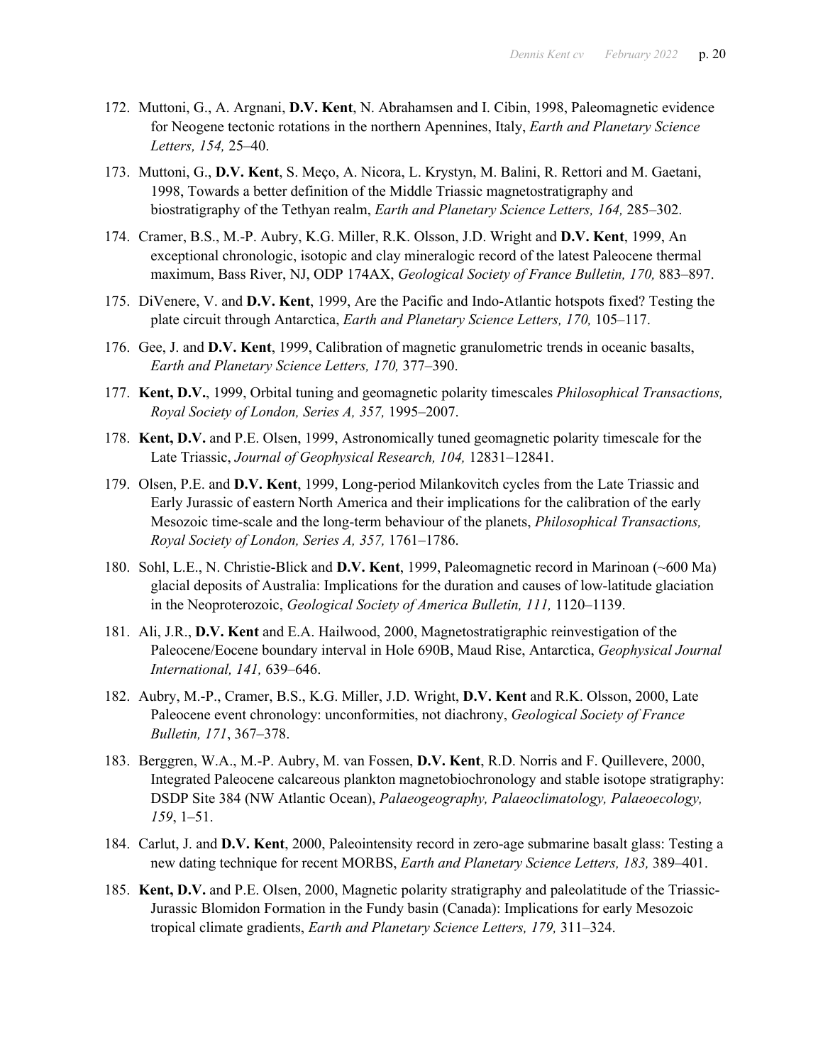172. Muttoni, G., A. Argnani, **D.V. Kent**, N. Abrahamsen and I. Cibin, 1998, Paleomagnetic evidence for Neogene tectonic rotations in the northern Apennines, Italy, *Earth and Planetary Science Letters, 154,* 25–40.

173. Muttoni, G., **D.V. Kent**, S. Meço, A. Nicora, L. Krystyn, M. Balini, R. Rettori and M. Gaetani, 1998, Towards a better definition of the Middle Triassic magnetostratigraphy and biostratigraphy of the Tethyan realm, *Earth and Planetary Science Letters, 164,* 285–302.

174. Cramer, B.S., M.-P. Aubry, K.G. Miller, R.K. Olsson, J.D. Wright and **D.V. Kent**, 1999, An exceptional chronologic, isotopic and clay mineralogic record of the latest Paleocene thermal maximum, Bass River, NJ, ODP 174AX, *Geological Society of France Bulletin, 170,* 883–897.

175. DiVenere, V. and **D.V. Kent**, 1999, Are the Pacific and Indo-Atlantic hotspots fixed? Testing the plate circuit through Antarctica, *Earth and Planetary Science Letters, 170,* 105–117.

176. Gee, J. and **D.V. Kent**, 1999, Calibration of magnetic granulometric trends in oceanic basalts, *Earth and Planetary Science Letters, 170,* 377–390.

177. **Kent, D.V.**, 1999, Orbital tuning and geomagnetic polarity timescales *Philosophical Transactions, Royal Society of London, Series A, 357,* 1995–2007.

178. **Kent, D.V.** and P.E. Olsen, 1999, Astronomically tuned geomagnetic polarity timescale for the Late Triassic, *Journal of Geophysical Research, 104,* 12831–12841.

179. Olsen, P.E. and **D.V. Kent**, 1999, Long-period Milankovitch cycles from the Late Triassic and Early Jurassic of eastern North America and their implications for the calibration of the early Mesozoic time-scale and the long-term behaviour of the planets, *Philosophical Transactions, Royal Society of London, Series A, 357,* 1761–1786.

180. Sohl, L.E., N. Christie-Blick and **D.V. Kent**, 1999, Paleomagnetic record in Marinoan (~600 Ma) glacial deposits of Australia: Implications for the duration and causes of low-latitude glaciation in the Neoproterozoic, *Geological Society of America Bulletin, 111,* 1120–1139.

181. Ali, J.R., **D.V. Kent** and E.A. Hailwood, 2000, Magnetostratigraphic reinvestigation of the Paleocene/Eocene boundary interval in Hole 690B, Maud Rise, Antarctica, *Geophysical Journal International, 141,* 639–646.

182. Aubry, M.-P., Cramer, B.S., K.G. Miller, J.D. Wright, **D.V. Kent** and R.K. Olsson, 2000, Late Paleocene event chronology: unconformities, not diachrony, *Geological Society of France Bulletin, 171*, 367–378.

183. Berggren, W.A., M.-P. Aubry, M. van Fossen, **D.V. Kent**, R.D. Norris and F. Quillevere, 2000, Integrated Paleocene calcareous plankton magnetobiochronology and stable isotope stratigraphy: DSDP Site 384 (NW Atlantic Ocean), *Palaeogeography, Palaeoclimatology, Palaeoecology, 159*, 1–51.

184. Carlut, J. and **D.V. Kent**, 2000, Paleointensity record in zero-age submarine basalt glass: Testing a new dating technique for recent MORBS, *Earth and Planetary Science Letters, 183,* 389–401.

185. **Kent, D.V.** and P.E. Olsen, 2000, Magnetic polarity stratigraphy and paleolatitude of the Triassic-Jurassic Blomidon Formation in the Fundy basin (Canada): Implications for early Mesozoic tropical climate gradients, *Earth and Planetary Science Letters, 179,* 311–324.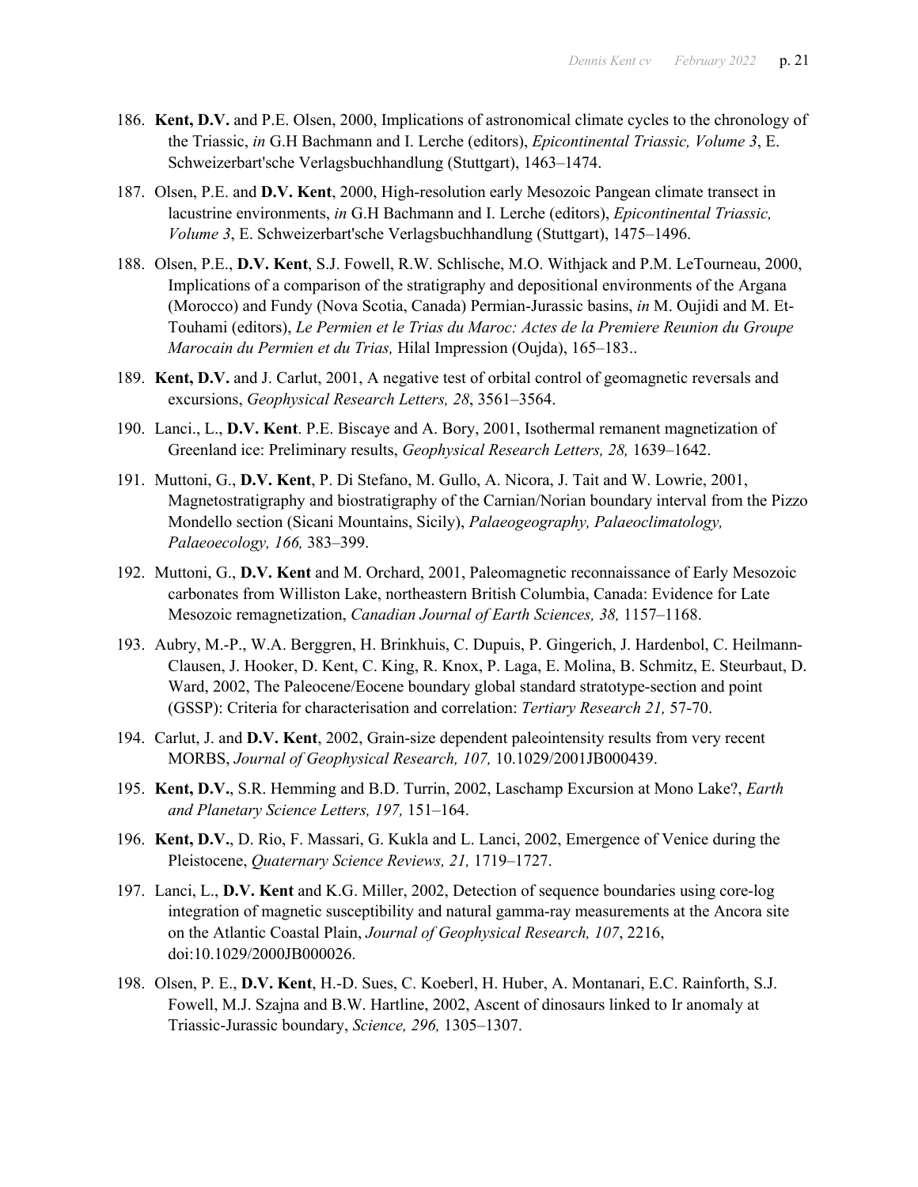186. **Kent, D.V.** and P.E. Olsen, 2000, Implications of astronomical climate cycles to the chronology of the Triassic, *in* G.H Bachmann and I. Lerche (editors), *Epicontinental Triassic, Volume 3*, E. Schweizerbart'sche Verlagsbuchhandlung (Stuttgart), 1463–1474.

187. Olsen, P.E. and **D.V. Kent**, 2000, High-resolution early Mesozoic Pangean climate transect in lacustrine environments, *in* G.H Bachmann and I. Lerche (editors), *Epicontinental Triassic, Volume 3*, E. Schweizerbart'sche Verlagsbuchhandlung (Stuttgart), 1475–1496.

188. Olsen, P.E., **D.V. Kent**, S.J. Fowell, R.W. Schlische, M.O. Withjack and P.M. LeTourneau, 2000, Implications of a comparison of the stratigraphy and depositional environments of the Argana (Morocco) and Fundy (Nova Scotia, Canada) Permian-Jurassic basins, *in* M. Oujidi and M. Et-Touhami (editors), *Le Permien et le Trias du Maroc: Actes de la Premiere Reunion du Groupe Marocain du Permien et du Trias,* Hilal Impression (Oujda), 165–183..

189. **Kent, D.V.** and J. Carlut, 2001, A negative test of orbital control of geomagnetic reversals and excursions, *Geophysical Research Letters, 28*, 3561–3564.

190. Lanci., L., **D.V. Kent**. P.E. Biscaye and A. Bory, 2001, Isothermal remanent magnetization of Greenland ice: Preliminary results, *Geophysical Research Letters, 28,* 1639–1642.

191. Muttoni, G., **D.V. Kent**, P. Di Stefano, M. Gullo, A. Nicora, J. Tait and W. Lowrie, 2001, Magnetostratigraphy and biostratigraphy of the Carnian/Norian boundary interval from the Pizzo Mondello section (Sicani Mountains, Sicily), *Palaeogeography, Palaeoclimatology, Palaeoecology, 166,* 383–399.

192. Muttoni, G., **D.V. Kent** and M. Orchard, 2001, Paleomagnetic reconnaissance of Early Mesozoic carbonates from Williston Lake, northeastern British Columbia, Canada: Evidence for Late Mesozoic remagnetization, *Canadian Journal of Earth Sciences, 38,* 1157–1168.

193. Aubry, M.-P., W.A. Berggren, H. Brinkhuis, C. Dupuis, P. Gingerich, J. Hardenbol, C. Heilmann-Clausen, J. Hooker, D. Kent, C. King, R. Knox, P. Laga, E. Molina, B. Schmitz, E. Steurbaut, D. Ward, 2002, The Paleocene/Eocene boundary global standard stratotype-section and point (GSSP): Criteria for characterisation and correlation: *Tertiary Research 21,* 57-70.

194. Carlut, J. and **D.V. Kent**, 2002, Grain-size dependent paleointensity results from very recent MORBS, *Journal of Geophysical Research, 107,* 10.1029/2001JB000439.

195. **Kent, D.V.**, S.R. Hemming and B.D. Turrin, 2002, Laschamp Excursion at Mono Lake?, *Earth and Planetary Science Letters, 197,* 151–164.

196. **Kent, D.V.**, D. Rio, F. Massari, G. Kukla and L. Lanci, 2002, Emergence of Venice during the Pleistocene, *Quaternary Science Reviews, 21,* 1719–1727.

197. Lanci, L., **D.V. Kent** and K.G. Miller, 2002, Detection of sequence boundaries using core-log integration of magnetic susceptibility and natural gamma-ray measurements at the Ancora site on the Atlantic Coastal Plain, *Journal of Geophysical Research, 107*, 2216, doi:10.1029/2000JB000026.

198. Olsen, P. E., **D.V. Kent**, H.-D. Sues, C. Koeberl, H. Huber, A. Montanari, E.C. Rainforth, S.J. Fowell, M.J. Szajna and B.W. Hartline, 2002, Ascent of dinosaurs linked to Ir anomaly at Triassic-Jurassic boundary, *Science, 296,* 1305–1307.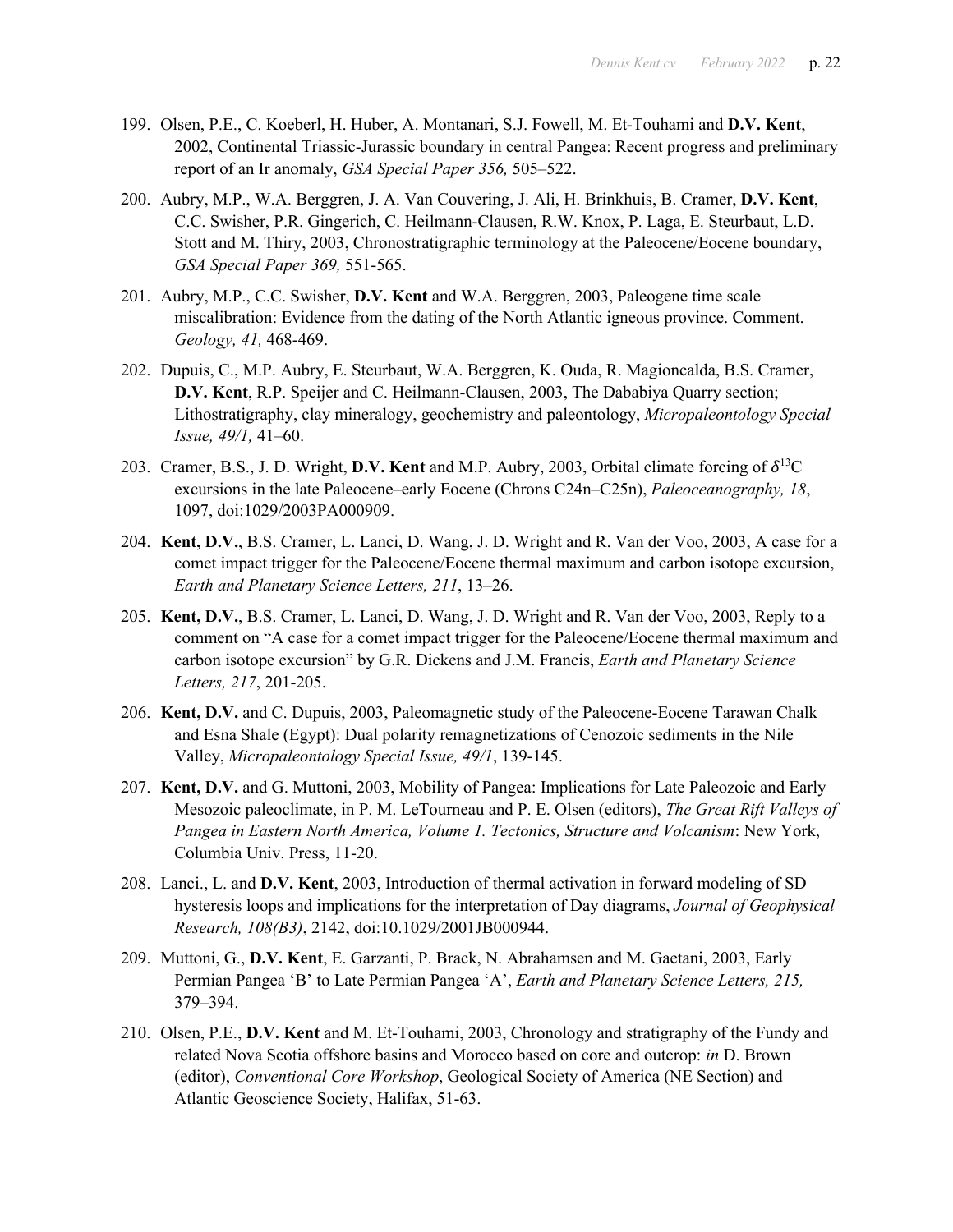199. Olsen, P.E., C. Koeberl, H. Huber, A. Montanari, S.J. Fowell, M. Et-Touhami and **D.V. Kent**, 2002, Continental Triassic-Jurassic boundary in central Pangea: Recent progress and preliminary report of an Ir anomaly, *GSA Special Paper 356,* 505–522.

200. Aubry, M.P., W.A. Berggren, J. A. Van Couvering, J. Ali, H. Brinkhuis, B. Cramer, **D.V. Kent**, C.C. Swisher, P.R. Gingerich, C. Heilmann-Clausen, R.W. Knox, P. Laga, E. Steurbaut, L.D. Stott and M. Thiry, 2003, Chronostratigraphic terminology at the Paleocene/Eocene boundary, *GSA Special Paper 369,* 551-565.

201. Aubry, M.P., C.C. Swisher, **D.V. Kent** and W.A. Berggren, 2003, Paleogene time scale miscalibration: Evidence from the dating of the North Atlantic igneous province. Comment. *Geology, 41,* 468-469.

202. Dupuis, C., M.P. Aubry, E. Steurbaut, W.A. Berggren, K. Ouda, R. Magioncalda, B.S. Cramer, **D.V. Kent**, R.P. Speijer and C. Heilmann-Clausen, 2003, The Dababiya Quarry section; Lithostratigraphy, clay mineralogy, geochemistry and paleontology, *Micropaleontology Special Issue, 49/1,* 41–60.

203. Cramer, B.S., J. D. Wright, **D.V. Kent** and M.P. Aubry, 2003, Orbital climate forcing of $\delta^{13}$C excursions in the late Paleocene–early Eocene (Chrons C24n–C25n), *Paleoceanography, 18*, 1097, doi:1029/2003PA000909.

204. **Kent, D.V.**, B.S. Cramer, L. Lanci, D. Wang, J. D. Wright and R. Van der Voo, 2003, A case for a comet impact trigger for the Paleocene/Eocene thermal maximum and carbon isotope excursion, *Earth and Planetary Science Letters, 211*, 13–26.

205. **Kent, D.V.**, B.S. Cramer, L. Lanci, D. Wang, J. D. Wright and R. Van der Voo, 2003, Reply to a comment on "A case for a comet impact trigger for the Paleocene/Eocene thermal maximum and carbon isotope excursion" by G.R. Dickens and J.M. Francis, *Earth and Planetary Science Letters, 217*, 201-205.

206. **Kent, D.V.** and C. Dupuis, 2003, Paleomagnetic study of the Paleocene-Eocene Tarawan Chalk and Esna Shale (Egypt): Dual polarity remagnetizations of Cenozoic sediments in the Nile Valley, *Micropaleontology Special Issue, 49/1*, 139-145.

207. **Kent, D.V.** and G. Muttoni, 2003, Mobility of Pangea: Implications for Late Paleozoic and Early Mesozoic paleoclimate, in P. M. LeTourneau and P. E. Olsen (editors), *The Great Rift Valleys of Pangea in Eastern North America, Volume 1. Tectonics, Structure and Volcanism*: New York, Columbia Univ. Press, 11-20.

208. Lanci., L. and **D.V. Kent**, 2003, Introduction of thermal activation in forward modeling of SD hysteresis loops and implications for the interpretation of Day diagrams, *Journal of Geophysical Research, 108(B3)*, 2142, doi:10.1029/2001JB000944.

209. Muttoni, G., **D.V. Kent**, E. Garzanti, P. Brack, N. Abrahamsen and M. Gaetani, 2003, Early Permian Pangea 'B' to Late Permian Pangea 'A', *Earth and Planetary Science Letters, 215,* 379–394.

210. Olsen, P.E., **D.V. Kent** and M. Et-Touhami, 2003, Chronology and stratigraphy of the Fundy and related Nova Scotia offshore basins and Morocco based on core and outcrop: *in* D. Brown (editor), *Conventional Core Workshop*, Geological Society of America (NE Section) and Atlantic Geoscience Society, Halifax, 51-63.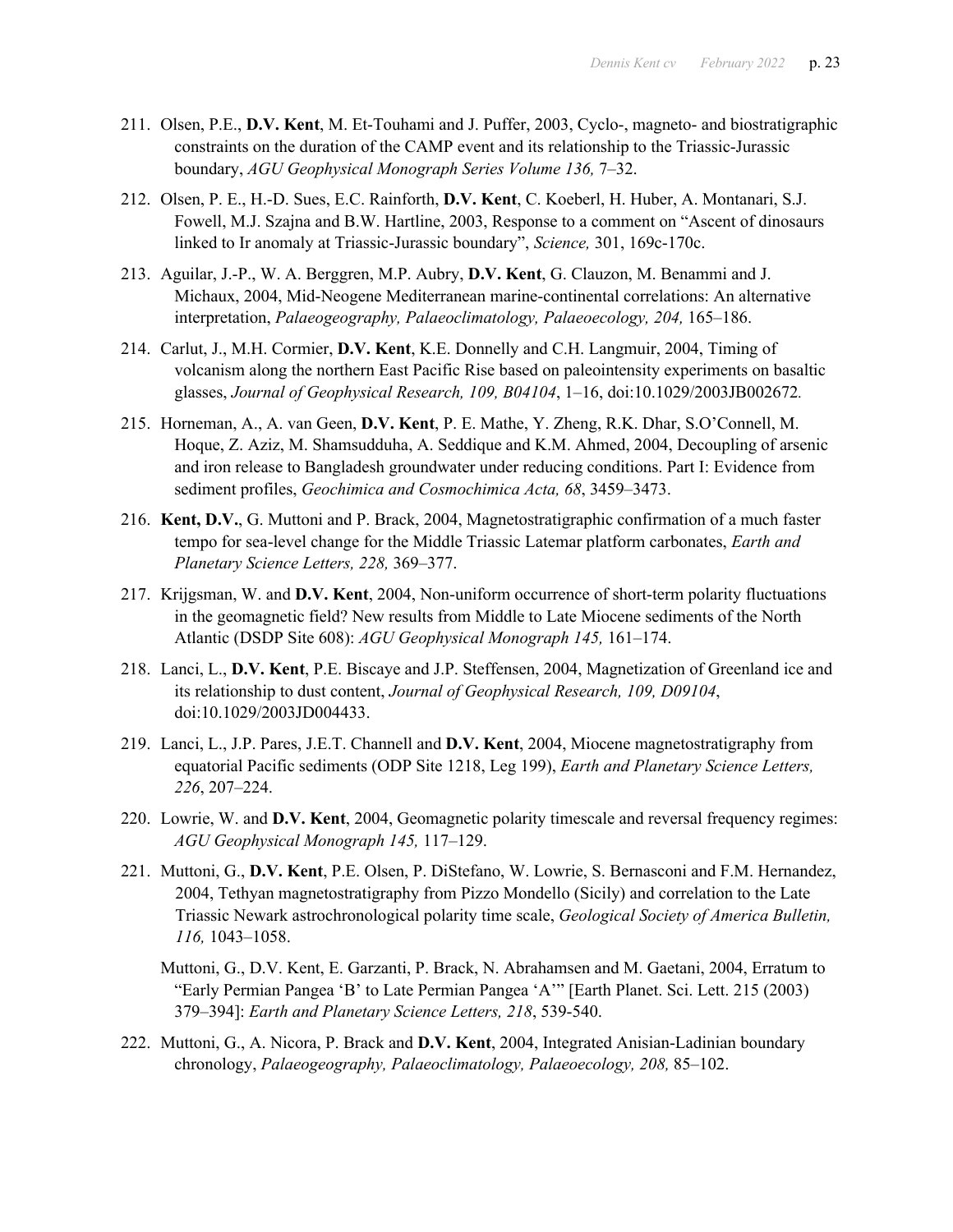211. Olsen, P.E., **D.V. Kent**, M. Et-Touhami and J. Puffer, 2003, Cyclo-, magneto- and biostratigraphic constraints on the duration of the CAMP event and its relationship to the Triassic-Jurassic boundary, *AGU Geophysical Monograph Series Volume 136,* 7–32.

212. Olsen, P. E., H.-D. Sues, E.C. Rainforth, **D.V. Kent**, C. Koeberl, H. Huber, A. Montanari, S.J. Fowell, M.J. Szajna and B.W. Hartline, 2003, Response to a comment on "Ascent of dinosaurs linked to Ir anomaly at Triassic-Jurassic boundary", *Science,* 301, 169c-170c.

213. Aguilar, J.-P., W. A. Berggren, M.P. Aubry, **D.V. Kent**, G. Clauzon, M. Benammi and J. Michaux, 2004, Mid-Neogene Mediterranean marine-continental correlations: An alternative interpretation, *Palaeogeography, Palaeoclimatology, Palaeoecology, 204,* 165–186.

214. Carlut, J., M.H. Cormier, **D.V. Kent**, K.E. Donnelly and C.H. Langmuir, 2004, Timing of volcanism along the northern East Pacific Rise based on paleointensity experiments on basaltic glasses, *Journal of Geophysical Research, 109, B04104*, 1–16, doi:10.1029/2003JB002672*.*

215. Horneman, A., A. van Geen, **D.V. Kent**, P. E. Mathe, Y. Zheng, R.K. Dhar, S.O'Connell, M. Hoque, Z. Aziz, M. Shamsudduha, A. Seddique and K.M. Ahmed, 2004, Decoupling of arsenic and iron release to Bangladesh groundwater under reducing conditions. Part I: Evidence from sediment profiles, *Geochimica and Cosmochimica Acta, 68*, 3459–3473.

216. **Kent, D.V.**, G. Muttoni and P. Brack, 2004, Magnetostratigraphic confirmation of a much faster tempo for sea-level change for the Middle Triassic Latemar platform carbonates, *Earth and Planetary Science Letters, 228,* 369–377.

217. Krijgsman, W. and **D.V. Kent**, 2004, Non-uniform occurrence of short-term polarity fluctuations in the geomagnetic field? New results from Middle to Late Miocene sediments of the North Atlantic (DSDP Site 608): *AGU Geophysical Monograph 145,* 161–174.

218. Lanci, L., **D.V. Kent**, P.E. Biscaye and J.P. Steffensen, 2004, Magnetization of Greenland ice and its relationship to dust content, *Journal of Geophysical Research, 109, D09104*, doi:10.1029/2003JD004433.

219. Lanci, L., J.P. Pares, J.E.T. Channell and **D.V. Kent**, 2004, Miocene magnetostratigraphy from equatorial Pacific sediments (ODP Site 1218, Leg 199), *Earth and Planetary Science Letters, 226*, 207–224.

220. Lowrie, W. and **D.V. Kent**, 2004, Geomagnetic polarity timescale and reversal frequency regimes: *AGU Geophysical Monograph 145,* 117–129.

221. Muttoni, G., **D.V. Kent**, P.E. Olsen, P. DiStefano, W. Lowrie, S. Bernasconi and F.M. Hernandez, 2004, Tethyan magnetostratigraphy from Pizzo Mondello (Sicily) and correlation to the Late Triassic Newark astrochronological polarity time scale, *Geological Society of America Bulletin, 116,* 1043–1058.

   Muttoni, G., D.V. Kent, E. Garzanti, P. Brack, N. Abrahamsen and M. Gaetani, 2004, Erratum to "Early Permian Pangea 'B' to Late Permian Pangea 'A'" [Earth Planet. Sci. Lett. 215 (2003) 379–394]: *Earth and Planetary Science Letters, 218*, 539-540.

222. Muttoni, G., A. Nicora, P. Brack and **D.V. Kent**, 2004, Integrated Anisian-Ladinian boundary chronology, *Palaeogeography, Palaeoclimatology, Palaeoecology, 208,* 85–102.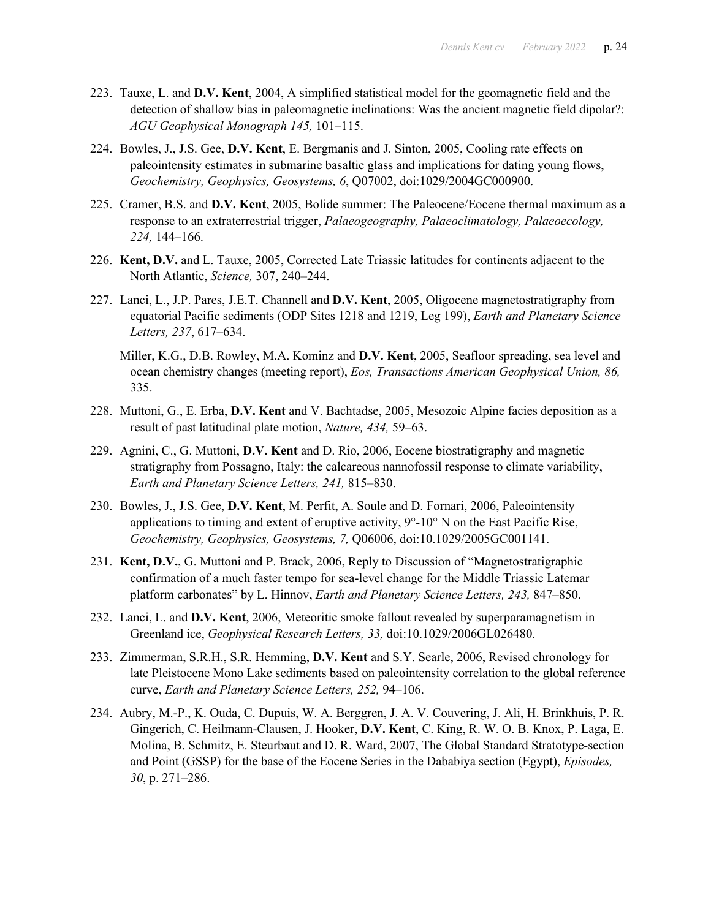223. Tauxe, L. and **D.V. Kent**, 2004, A simplified statistical model for the geomagnetic field and the detection of shallow bias in paleomagnetic inclinations: Was the ancient magnetic field dipolar?: *AGU Geophysical Monograph 145,* 101–115.

224. Bowles, J., J.S. Gee, **D.V. Kent**, E. Bergmanis and J. Sinton, 2005, Cooling rate effects on paleointensity estimates in submarine basaltic glass and implications for dating young flows, *Geochemistry, Geophysics, Geosystems, 6*, Q07002, doi:1029/2004GC000900.

225. Cramer, B.S. and **D.V. Kent**, 2005, Bolide summer: The Paleocene/Eocene thermal maximum as a response to an extraterrestrial trigger, *Palaeogeography, Palaeoclimatology, Palaeoecology, 224,* 144–166.

226. **Kent, D.V.** and L. Tauxe, 2005, Corrected Late Triassic latitudes for continents adjacent to the North Atlantic, *Science,* 307, 240–244.

227. Lanci, L., J.P. Pares, J.E.T. Channell and **D.V. Kent**, 2005, Oligocene magnetostratigraphy from equatorial Pacific sediments (ODP Sites 1218 and 1219, Leg 199), *Earth and Planetary Science Letters, 237*, 617–634.

     Miller, K.G., D.B. Rowley, M.A. Kominz and **D.V. Kent**, 2005, Seafloor spreading, sea level and ocean chemistry changes (meeting report), *Eos, Transactions American Geophysical Union, 86,* 335.

228. Muttoni, G., E. Erba, **D.V. Kent** and V. Bachtadse, 2005, Mesozoic Alpine facies deposition as a result of past latitudinal plate motion, *Nature, 434,* 59–63.

229. Agnini, C., G. Muttoni, **D.V. Kent** and D. Rio, 2006, Eocene biostratigraphy and magnetic stratigraphy from Possagno, Italy: the calcareous nannofossil response to climate variability, *Earth and Planetary Science Letters, 241,* 815–830.

230. Bowles, J., J.S. Gee, **D.V. Kent**, M. Perfit, A. Soule and D. Fornari, 2006, Paleointensity applications to timing and extent of eruptive activity, 9°-10° N on the East Pacific Rise, *Geochemistry, Geophysics, Geosystems, 7,* Q06006, doi:10.1029/2005GC001141.

231. **Kent, D.V.**, G. Muttoni and P. Brack, 2006, Reply to Discussion of "Magnetostratigraphic confirmation of a much faster tempo for sea-level change for the Middle Triassic Latemar platform carbonates" by L. Hinnov, *Earth and Planetary Science Letters, 243,* 847–850.

232. Lanci, L. and **D.V. Kent**, 2006, Meteoritic smoke fallout revealed by superparamagnetism in Greenland ice, *Geophysical Research Letters, 33,* doi:10.1029/2006GL026480*.*

233. Zimmerman, S.R.H., S.R. Hemming, **D.V. Kent** and S.Y. Searle, 2006, Revised chronology for late Pleistocene Mono Lake sediments based on paleointensity correlation to the global reference curve, *Earth and Planetary Science Letters, 252,* 94–106.

234. Aubry, M.-P., K. Ouda, C. Dupuis, W. A. Berggren, J. A. V. Couvering, J. Ali, H. Brinkhuis, P. R. Gingerich, C. Heilmann-Clausen, J. Hooker, **D.V. Kent**, C. King, R. W. O. B. Knox, P. Laga, E. Molina, B. Schmitz, E. Steurbaut and D. R. Ward, 2007, The Global Standard Stratotype-section and Point (GSSP) for the base of the Eocene Series in the Dababiya section (Egypt), *Episodes, 30*, p. 271–286.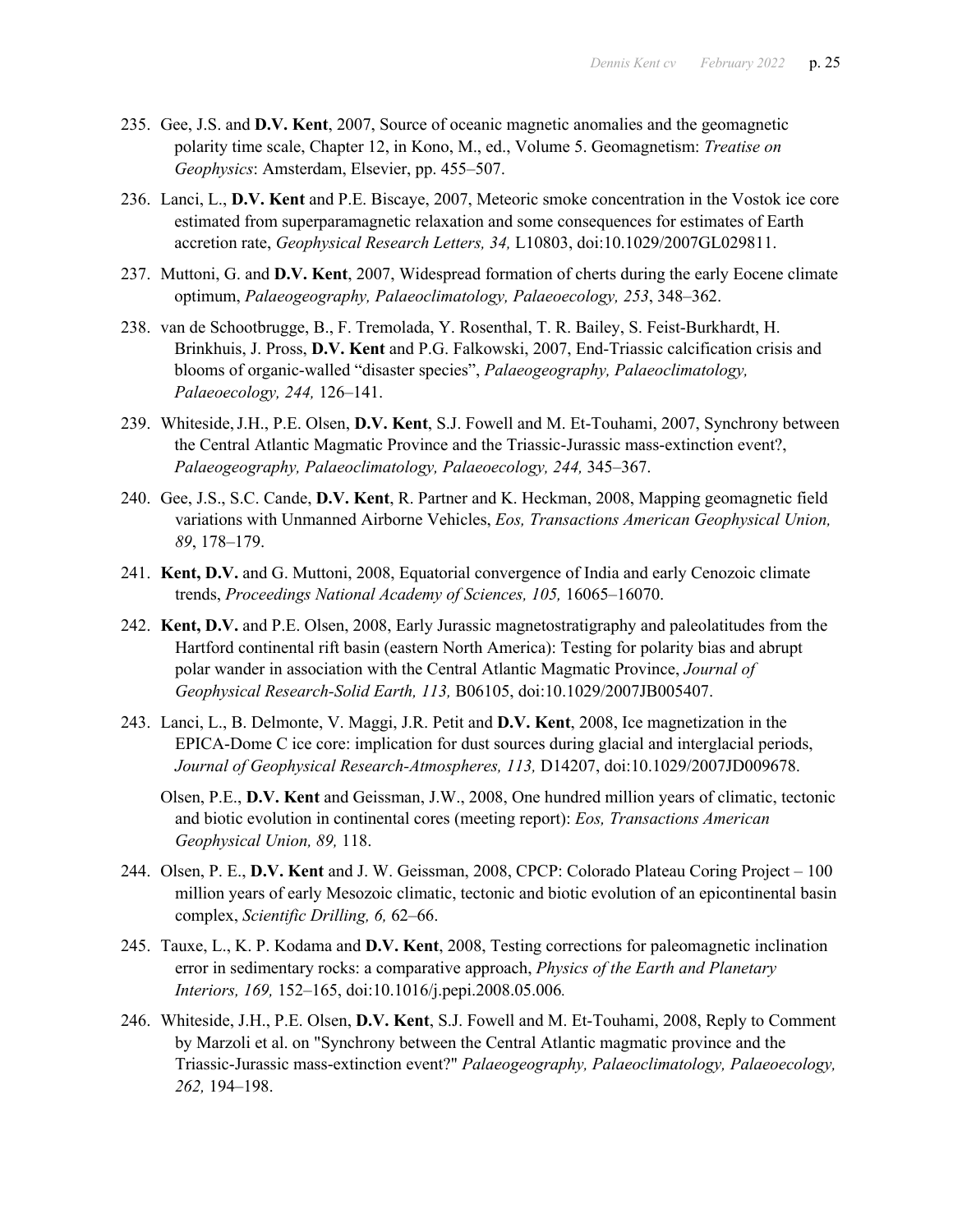235. Gee, J.S. and **D.V. Kent**, 2007, Source of oceanic magnetic anomalies and the geomagnetic polarity time scale, Chapter 12, in Kono, M., ed., Volume 5. Geomagnetism: *Treatise on Geophysics*: Amsterdam, Elsevier, pp. 455–507.

236. Lanci, L., **D.V. Kent** and P.E. Biscaye, 2007, Meteoric smoke concentration in the Vostok ice core estimated from superparamagnetic relaxation and some consequences for estimates of Earth accretion rate, *Geophysical Research Letters, 34,* L10803, doi:10.1029/2007GL029811.

237. Muttoni, G. and **D.V. Kent**, 2007, Widespread formation of cherts during the early Eocene climate optimum, *Palaeogeography, Palaeoclimatology, Palaeoecology, 253*, 348–362.

238. van de Schootbrugge, B., F. Tremolada, Y. Rosenthal, T. R. Bailey, S. Feist-Burkhardt, H. Brinkhuis, J. Pross, **D.V. Kent** and P.G. Falkowski, 2007, End-Triassic calcification crisis and blooms of organic-walled "disaster species", *Palaeogeography, Palaeoclimatology, Palaeoecology, 244,* 126–141.

239. Whiteside, J.H., P.E. Olsen, **D.V. Kent**, S.J. Fowell and M. Et-Touhami, 2007, Synchrony between the Central Atlantic Magmatic Province and the Triassic-Jurassic mass-extinction event?, *Palaeogeography, Palaeoclimatology, Palaeoecology, 244,* 345–367.

240. Gee, J.S., S.C. Cande, **D.V. Kent**, R. Partner and K. Heckman, 2008, Mapping geomagnetic field variations with Unmanned Airborne Vehicles, *Eos, Transactions American Geophysical Union, 89*, 178–179.

241. **Kent, D.V.** and G. Muttoni, 2008, Equatorial convergence of India and early Cenozoic climate trends, *Proceedings National Academy of Sciences, 105,* 16065–16070.

242. **Kent, D.V.** and P.E. Olsen, 2008, Early Jurassic magnetostratigraphy and paleolatitudes from the Hartford continental rift basin (eastern North America): Testing for polarity bias and abrupt polar wander in association with the Central Atlantic Magmatic Province, *Journal of Geophysical Research-Solid Earth, 113,* B06105, doi:10.1029/2007JB005407.

243. Lanci, L., B. Delmonte, V. Maggi, J.R. Petit and **D.V. Kent**, 2008, Ice magnetization in the EPICA-Dome C ice core: implication for dust sources during glacial and interglacial periods, *Journal of Geophysical Research-Atmospheres, 113,* D14207, doi:10.1029/2007JD009678.

Olsen, P.E., **D.V. Kent** and Geissman, J.W., 2008, One hundred million years of climatic, tectonic and biotic evolution in continental cores (meeting report): *Eos, Transactions American Geophysical Union, 89,* 118.

244. Olsen, P. E., **D.V. Kent** and J. W. Geissman, 2008, CPCP: Colorado Plateau Coring Project – 100 million years of early Mesozoic climatic, tectonic and biotic evolution of an epicontinental basin complex, *Scientific Drilling, 6,* 62–66.

245. Tauxe, L., K. P. Kodama and **D.V. Kent**, 2008, Testing corrections for paleomagnetic inclination error in sedimentary rocks: a comparative approach, *Physics of the Earth and Planetary Interiors, 169,* 152–165, doi:10.1016/j.pepi.2008.05.006*.*

246. Whiteside, J.H., P.E. Olsen, **D.V. Kent**, S.J. Fowell and M. Et-Touhami, 2008, Reply to Comment by Marzoli et al. on "Synchrony between the Central Atlantic magmatic province and the Triassic-Jurassic mass-extinction event?" *Palaeogeography, Palaeoclimatology, Palaeoecology, 262,* 194–198.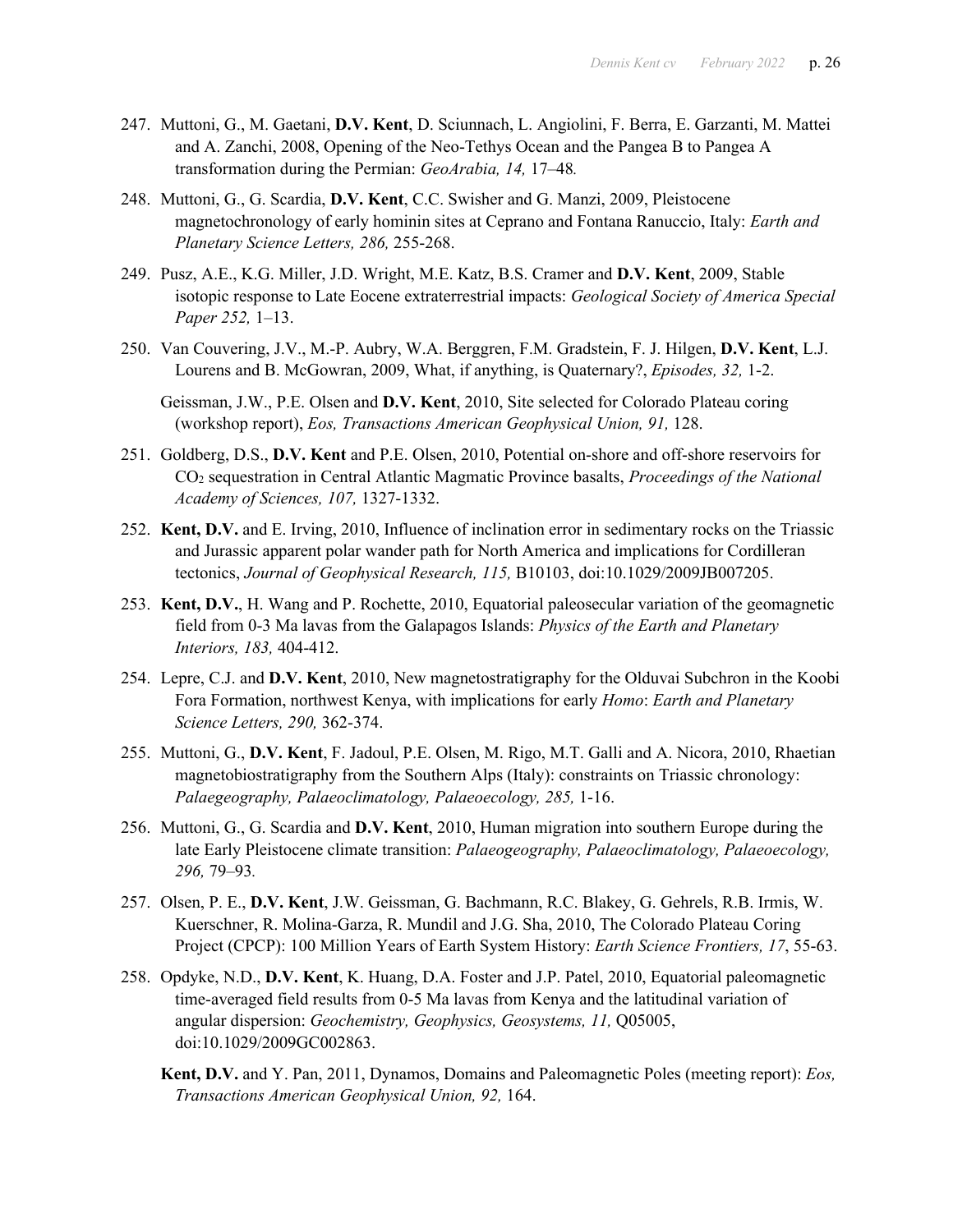247. Muttoni, G., M. Gaetani, **D.V. Kent**, D. Sciunnach, L. Angiolini, F. Berra, E. Garzanti, M. Mattei and A. Zanchi, 2008, Opening of the Neo-Tethys Ocean and the Pangea B to Pangea A transformation during the Permian: *GeoArabia, 14,* 17–48*.*

248. Muttoni, G., G. Scardia, **D.V. Kent**, C.C. Swisher and G. Manzi, 2009, Pleistocene magnetochronology of early hominin sites at Ceprano and Fontana Ranuccio, Italy: *Earth and Planetary Science Letters, 286,* 255-268.

249. Pusz, A.E., K.G. Miller, J.D. Wright, M.E. Katz, B.S. Cramer and **D.V. Kent**, 2009, Stable isotopic response to Late Eocene extraterrestrial impacts: *Geological Society of America Special Paper 252,* 1–13.

250. Van Couvering, J.V., M.-P. Aubry, W.A. Berggren, F.M. Gradstein, F. J. Hilgen, **D.V. Kent**, L.J. Lourens and B. McGowran, 2009, What, if anything, is Quaternary?, *Episodes, 32,* 1-2.

     Geissman, J.W., P.E. Olsen and **D.V. Kent**, 2010, Site selected for Colorado Plateau coring (workshop report), *Eos, Transactions American Geophysical Union, 91,* 128.

251. Goldberg, D.S., **D.V. Kent** and P.E. Olsen, 2010, Potential on-shore and off-shore reservoirs for $CO_2$ sequestration in Central Atlantic Magmatic Province basalts, *Proceedings of the National Academy of Sciences, 107,* 1327-1332.

252. **Kent, D.V.** and E. Irving, 2010, Influence of inclination error in sedimentary rocks on the Triassic and Jurassic apparent polar wander path for North America and implications for Cordilleran tectonics, *Journal of Geophysical Research, 115,* B10103, doi:10.1029/2009JB007205.

253. **Kent, D.V.**, H. Wang and P. Rochette, 2010, Equatorial paleosecular variation of the geomagnetic field from 0-3 Ma lavas from the Galapagos Islands: *Physics of the Earth and Planetary Interiors, 183,* 404-412.

254. Lepre, C.J. and **D.V. Kent**, 2010, New magnetostratigraphy for the Olduvai Subchron in the Koobi Fora Formation, northwest Kenya, with implications for early *Homo*: *Earth and Planetary Science Letters, 290,* 362-374.

255. Muttoni, G., **D.V. Kent**, F. Jadoul, P.E. Olsen, M. Rigo, M.T. Galli and A. Nicora, 2010, Rhaetian magnetobiostratigraphy from the Southern Alps (Italy): constraints on Triassic chronology: *Palaegeography, Palaeoclimatology, Palaeoecology, 285,* 1-16.

256. Muttoni, G., G. Scardia and **D.V. Kent**, 2010, Human migration into southern Europe during the late Early Pleistocene climate transition: *Palaeogeography, Palaeoclimatology, Palaeoecology, 296,* 79–93*.*

257. Olsen, P. E., **D.V. Kent**, J.W. Geissman, G. Bachmann, R.C. Blakey, G. Gehrels, R.B. Irmis, W. Kuerschner, R. Molina-Garza, R. Mundil and J.G. Sha, 2010, The Colorado Plateau Coring Project (CPCP): 100 Million Years of Earth System History: *Earth Science Frontiers, 17*, 55-63.

258. Opdyke, N.D., **D.V. Kent**, K. Huang, D.A. Foster and J.P. Patel, 2010, Equatorial paleomagnetic time-averaged field results from 0-5 Ma lavas from Kenya and the latitudinal variation of angular dispersion: *Geochemistry, Geophysics, Geosystems, 11,* Q05005, doi:10.1029/2009GC002863.

     **Kent, D.V.** and Y. Pan, 2011, Dynamos, Domains and Paleomagnetic Poles (meeting report): *Eos, Transactions American Geophysical Union, 92,* 164.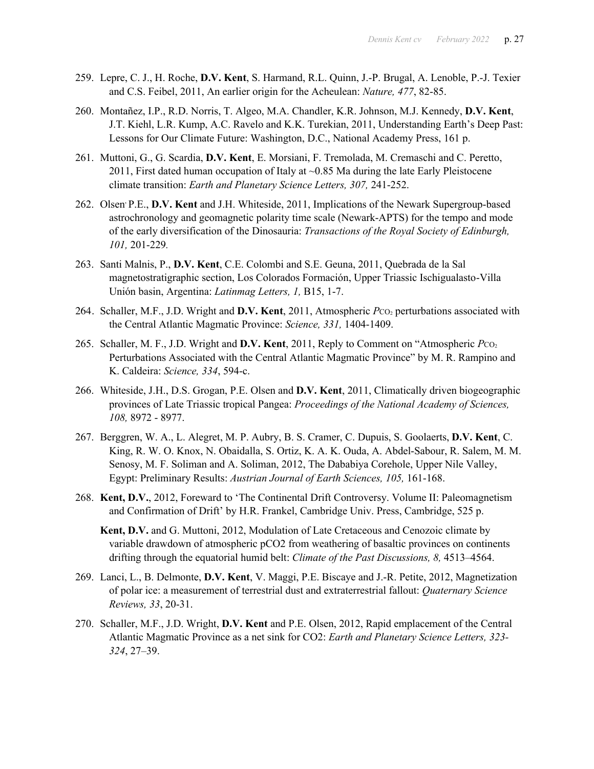259. Lepre, C. J., H. Roche, **D.V. Kent**, S. Harmand, R.L. Quinn, J.-P. Brugal, A. Lenoble, P.-J. Texier and C.S. Feibel, 2011, An earlier origin for the Acheulean: *Nature, 477*, 82-85.

260. Montañez, I.P., R.D. Norris, T. Algeo, M.A. Chandler, K.R. Johnson, M.J. Kennedy, **D.V. Kent**, J.T. Kiehl, L.R. Kump, A.C. Ravelo and K.K. Turekian, 2011, Understanding Earth's Deep Past: Lessons for Our Climate Future: Washington, D.C., National Academy Press, 161 p.

261. Muttoni, G., G. Scardia, **D.V. Kent**, E. Morsiani, F. Tremolada, M. Cremaschi and C. Peretto, 2011, First dated human occupation of Italy at ~0.85 Ma during the late Early Pleistocene climate transition: *Earth and Planetary Science Letters, 307,* 241-252.

262. Olsen, P.E., **D.V. Kent** and J.H. Whiteside, 2011, Implications of the Newark Supergroup-based astrochronology and geomagnetic polarity time scale (Newark-APTS) for the tempo and mode of the early diversification of the Dinosauria: *Transactions of the Royal Society of Edinburgh, 101,* 201-229.

263. Santi Malnis, P., **D.V. Kent**, C.E. Colombi and S.E. Geuna, 2011, Quebrada de la Sal magnetostratigraphic section, Los Colorados Formación, Upper Triassic Ischigualasto-Villa Unión basin, Argentina: *Latinmag Letters, 1,* B15, 1-7.

264. Schaller, M.F., J.D. Wright and **D.V. Kent**, 2011, Atmospheric $P_{CO_2}$ perturbations associated with the Central Atlantic Magmatic Province: *Science, 331,* 1404-1409.

265. Schaller, M. F., J.D. Wright and **D.V. Kent**, 2011, Reply to Comment on "Atmospheric $P_{CO_2}$ Perturbations Associated with the Central Atlantic Magmatic Province" by M. R. Rampino and K. Caldeira: *Science, 334*, 594-c.

266. Whiteside, J.H., D.S. Grogan, P.E. Olsen and **D.V. Kent**, 2011, Climatically driven biogeographic provinces of Late Triassic tropical Pangea: *Proceedings of the National Academy of Sciences, 108,* 8972 - 8977.

267. Berggren, W. A., L. Alegret, M. P. Aubry, B. S. Cramer, C. Dupuis, S. Goolaerts, **D.V. Kent**, C. King, R. W. O. Knox, N. Obaidalla, S. Ortiz, K. A. K. Ouda, A. Abdel-Sabour, R. Salem, M. M. Senosy, M. F. Soliman and A. Soliman, 2012, The Dababiya Corehole, Upper Nile Valley, Egypt: Preliminary Results: *Austrian Journal of Earth Sciences, 105,* 161-168.

268. **Kent, D.V.**, 2012, Foreward to 'The Continental Drift Controversy. Volume II: Paleomagnetism and Confirmation of Drift' by H.R. Frankel, Cambridge Univ. Press, Cambridge, 525 p.

    **Kent, D.V.** and G. Muttoni, 2012, Modulation of Late Cretaceous and Cenozoic climate by variable drawdown of atmospheric pCO2 from weathering of basaltic provinces on continents drifting through the equatorial humid belt: *Climate of the Past Discussions, 8,* 4513–4564.

269. Lanci, L., B. Delmonte, **D.V. Kent**, V. Maggi, P.E. Biscaye and J.-R. Petite, 2012, Magnetization of polar ice: a measurement of terrestrial dust and extraterrestrial fallout: *Quaternary Science Reviews, 33*, 20-31.

270. Schaller, M.F., J.D. Wright, **D.V. Kent** and P.E. Olsen, 2012, Rapid emplacement of the Central Atlantic Magmatic Province as a net sink for CO2: *Earth and Planetary Science Letters, 323-324*, 27–39.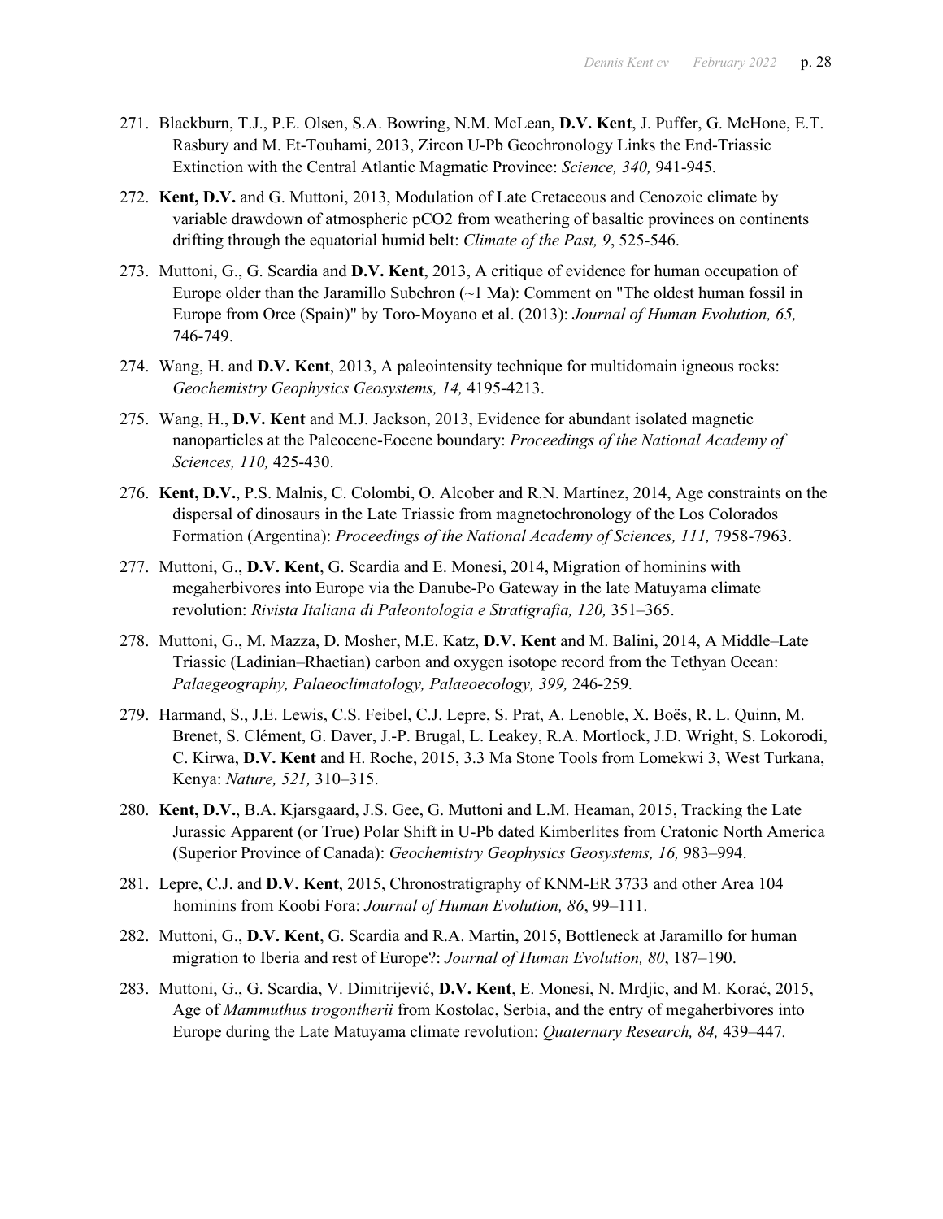271. Blackburn, T.J., P.E. Olsen, S.A. Bowring, N.M. McLean, **D.V. Kent**, J. Puffer, G. McHone, E.T. Rasbury and M. Et-Touhami, 2013, Zircon U-Pb Geochronology Links the End-Triassic Extinction with the Central Atlantic Magmatic Province: *Science, 340,* 941-945.

272. **Kent, D.V.** and G. Muttoni, 2013, Modulation of Late Cretaceous and Cenozoic climate by variable drawdown of atmospheric pCO2 from weathering of basaltic provinces on continents drifting through the equatorial humid belt: *Climate of the Past, 9*, 525-546.

273. Muttoni, G., G. Scardia and **D.V. Kent**, 2013, A critique of evidence for human occupation of Europe older than the Jaramillo Subchron (~1 Ma): Comment on "The oldest human fossil in Europe from Orce (Spain)" by Toro-Moyano et al. (2013): *Journal of Human Evolution, 65,* 746-749.

274. Wang, H. and **D.V. Kent**, 2013, A paleointensity technique for multidomain igneous rocks: *Geochemistry Geophysics Geosystems, 14,* 4195-4213.

275. Wang, H., **D.V. Kent** and M.J. Jackson, 2013, Evidence for abundant isolated magnetic nanoparticles at the Paleocene-Eocene boundary: *Proceedings of the National Academy of Sciences, 110,* 425-430.

276. **Kent, D.V.**, P.S. Malnis, C. Colombi, O. Alcober and R.N. Martínez, 2014, Age constraints on the dispersal of dinosaurs in the Late Triassic from magnetochronology of the Los Colorados Formation (Argentina): *Proceedings of the National Academy of Sciences, 111,* 7958-7963.

277. Muttoni, G., **D.V. Kent**, G. Scardia and E. Monesi, 2014, Migration of hominins with megaherbivores into Europe via the Danube-Po Gateway in the late Matuyama climate revolution: *Rivista Italiana di Paleontologia e Stratigrafia, 120,* 351–365.

278. Muttoni, G., M. Mazza, D. Mosher, M.E. Katz, **D.V. Kent** and M. Balini, 2014, A Middle–Late Triassic (Ladinian–Rhaetian) carbon and oxygen isotope record from the Tethyan Ocean: *Palaegeography, Palaeoclimatology, Palaeoecology, 399,* 246-259*.*

279. Harmand, S., J.E. Lewis, C.S. Feibel, C.J. Lepre, S. Prat, A. Lenoble, X. Boës, R. L. Quinn, M. Brenet, S. Clément, G. Daver, J.-P. Brugal, L. Leakey, R.A. Mortlock, J.D. Wright, S. Lokorodi, C. Kirwa, **D.V. Kent** and H. Roche, 2015, 3.3 Ma Stone Tools from Lomekwi 3, West Turkana, Kenya: *Nature, 521,* 310–315.

280. **Kent, D.V.**, B.A. Kjarsgaard, J.S. Gee, G. Muttoni and L.M. Heaman, 2015, Tracking the Late Jurassic Apparent (or True) Polar Shift in U-Pb dated Kimberlites from Cratonic North America (Superior Province of Canada): *Geochemistry Geophysics Geosystems, 16,* 983–994.

281. Lepre, C.J. and **D.V. Kent**, 2015, Chronostratigraphy of KNM-ER 3733 and other Area 104 hominins from Koobi Fora: *Journal of Human Evolution, 86*, 99–111.

282. Muttoni, G., **D.V. Kent**, G. Scardia and R.A. Martin, 2015, Bottleneck at Jaramillo for human migration to Iberia and rest of Europe?: *Journal of Human Evolution, 80*, 187–190.

283. Muttoni, G., G. Scardia, V. Dimitrijević, **D.V. Kent**, E. Monesi, N. Mrdjic, and M. Korać, 2015, Age of *Mammuthus trogontherii* from Kostolac, Serbia, and the entry of megaherbivores into Europe during the Late Matuyama climate revolution: *Quaternary Research, 84,* 439–447*.*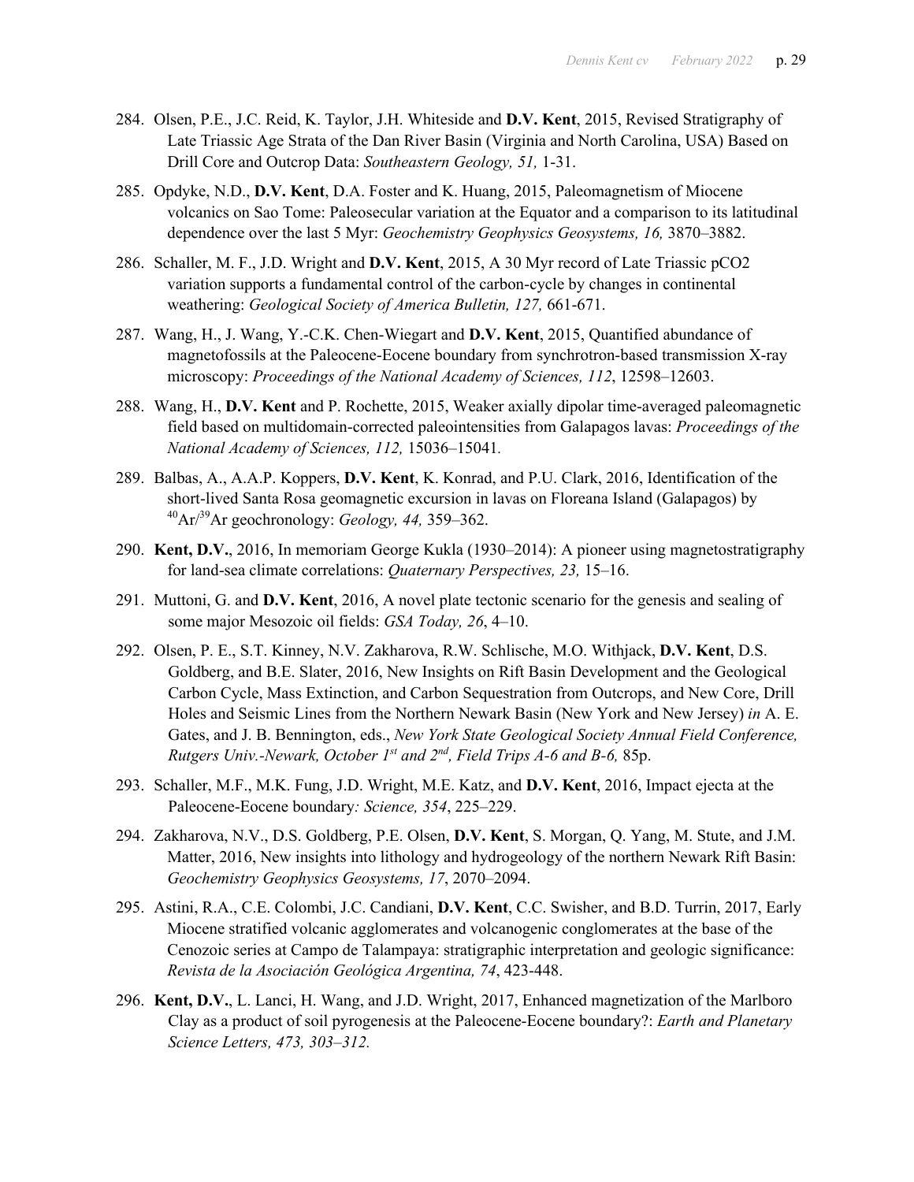284. Olsen, P.E., J.C. Reid, K. Taylor, J.H. Whiteside and **D.V. Kent**, 2015, Revised Stratigraphy of Late Triassic Age Strata of the Dan River Basin (Virginia and North Carolina, USA) Based on Drill Core and Outcrop Data: *Southeastern Geology, 51,* 1-31.

285. Opdyke, N.D., **D.V. Kent**, D.A. Foster and K. Huang, 2015, Paleomagnetism of Miocene volcanics on Sao Tome: Paleosecular variation at the Equator and a comparison to its latitudinal dependence over the last 5 Myr: *Geochemistry Geophysics Geosystems, 16,* 3870–3882.

286. Schaller, M. F., J.D. Wright and **D.V. Kent**, 2015, A 30 Myr record of Late Triassic pCO2 variation supports a fundamental control of the carbon-cycle by changes in continental weathering: *Geological Society of America Bulletin, 127,* 661-671.

287. Wang, H., J. Wang, Y.-C.K. Chen-Wiegart and **D.V. Kent**, 2015, Quantified abundance of magnetofossils at the Paleocene-Eocene boundary from synchrotron-based transmission X-ray microscopy: *Proceedings of the National Academy of Sciences, 112*, 12598–12603.

288. Wang, H., **D.V. Kent** and P. Rochette, 2015, Weaker axially dipolar time-averaged paleomagnetic field based on multidomain-corrected paleointensities from Galapagos lavas: *Proceedings of the National Academy of Sciences, 112,* 15036–15041*.*

289. Balbas, A., A.A.P. Koppers, **D.V. Kent**, K. Konrad, and P.U. Clark, 2016, Identification of the short-lived Santa Rosa geomagnetic excursion in lavas on Floreana Island (Galapagos) by $^{40}Ar/^{39}Ar$ geochronology: *Geology, 44,* 359–362.

290. **Kent, D.V.**, 2016, In memoriam George Kukla (1930–2014): A pioneer using magnetostratigraphy for land-sea climate correlations: *Quaternary Perspectives, 23,* 15–16.

291. Muttoni, G. and **D.V. Kent**, 2016, A novel plate tectonic scenario for the genesis and sealing of some major Mesozoic oil fields: *GSA Today, 26*, 4–10.

292. Olsen, P. E., S.T. Kinney, N.V. Zakharova, R.W. Schlische, M.O. Withjack, **D.V. Kent**, D.S. Goldberg, and B.E. Slater, 2016, New Insights on Rift Basin Development and the Geological Carbon Cycle, Mass Extinction, and Carbon Sequestration from Outcrops, and New Core, Drill Holes and Seismic Lines from the Northern Newark Basin (New York and New Jersey) *in* A. E. Gates, and J. B. Bennington, eds., *New York State Geological Society Annual Field Conference, Rutgers Univ.-Newark, October 1st and 2nd, Field Trips A-6 and B-6,* 85p.

293. Schaller, M.F., M.K. Fung, J.D. Wright, M.E. Katz, and **D.V. Kent**, 2016, Impact ejecta at the Paleocene-Eocene boundary*: Science, 354*, 225–229.

294. Zakharova, N.V., D.S. Goldberg, P.E. Olsen, **D.V. Kent**, S. Morgan, Q. Yang, M. Stute, and J.M. Matter, 2016, New insights into lithology and hydrogeology of the northern Newark Rift Basin: *Geochemistry Geophysics Geosystems, 17*, 2070–2094.

295. Astini, R.A., C.E. Colombi, J.C. Candiani, **D.V. Kent**, C.C. Swisher, and B.D. Turrin, 2017, Early Miocene stratified volcanic agglomerates and volcanogenic conglomerates at the base of the Cenozoic series at Campo de Talampaya: stratigraphic interpretation and geologic significance: *Revista de la Asociación Geológica Argentina, 74*, 423-448.

296. **Kent, D.V.**, L. Lanci, H. Wang, and J.D. Wright, 2017, Enhanced magnetization of the Marlboro Clay as a product of soil pyrogenesis at the Paleocene-Eocene boundary?: *Earth and Planetary Science Letters, 473, 303–312.*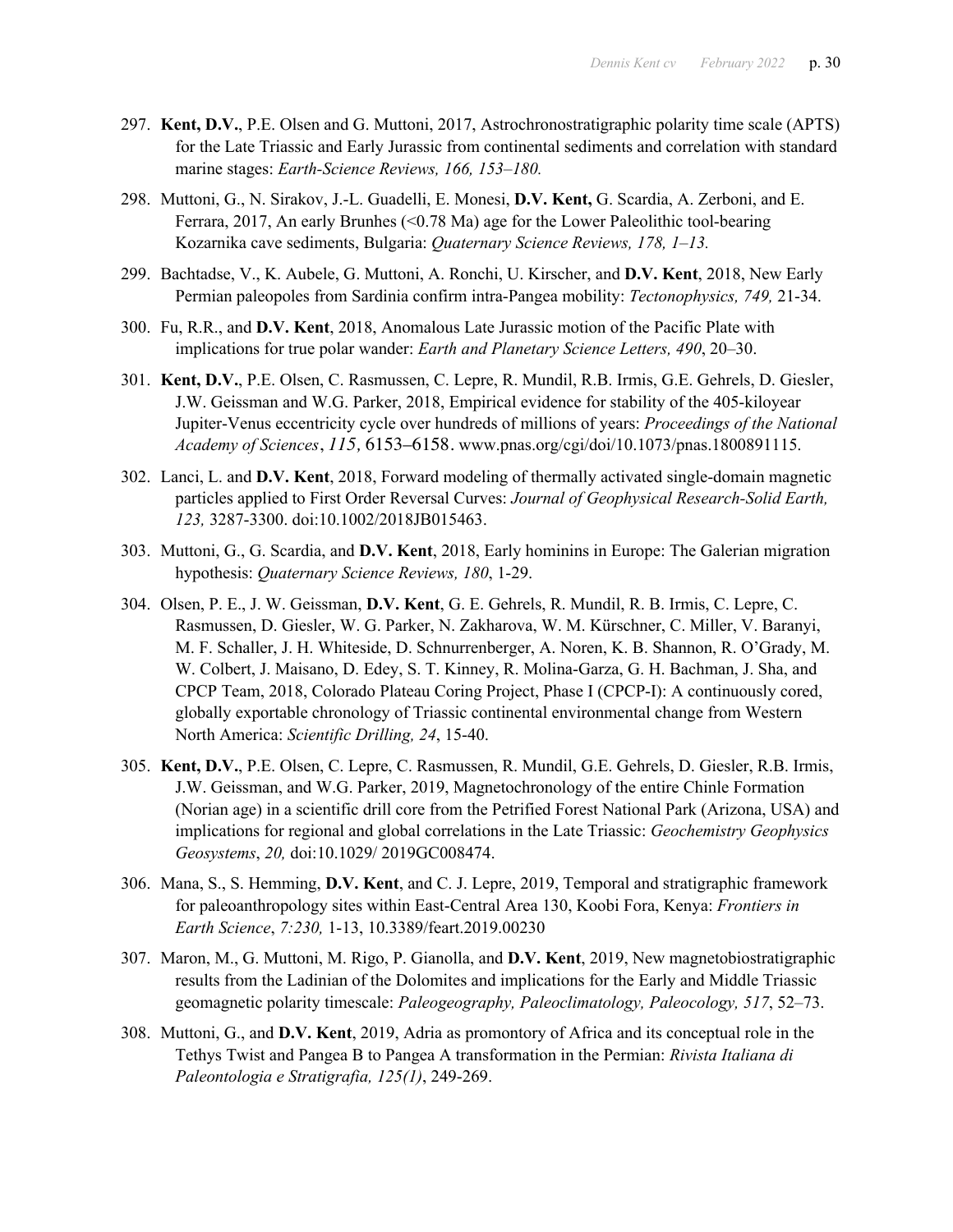297. **Kent, D.V.**, P.E. Olsen and G. Muttoni, 2017, Astrochronostratigraphic polarity time scale (APTS) for the Late Triassic and Early Jurassic from continental sediments and correlation with standard marine stages: *Earth-Science Reviews, 166, 153–180.*

298. Muttoni, G., N. Sirakov, J.-L. Guadelli, E. Monesi, **D.V. Kent,** G. Scardia, A. Zerboni, and E. Ferrara, 2017, An early Brunhes (<0.78 Ma) age for the Lower Paleolithic tool-bearing Kozarnika cave sediments, Bulgaria: *Quaternary Science Reviews, 178, 1–13.*

299. Bachtadse, V., K. Aubele, G. Muttoni, A. Ronchi, U. Kirscher, and **D.V. Kent**, 2018, New Early Permian paleopoles from Sardinia confirm intra-Pangea mobility: *Tectonophysics, 749,* 21-34.

300. Fu, R.R., and **D.V. Kent**, 2018, Anomalous Late Jurassic motion of the Pacific Plate with implications for true polar wander: *Earth and Planetary Science Letters, 490*, 20–30.

301. **Kent, D.V.**, P.E. Olsen, C. Rasmussen, C. Lepre, R. Mundil, R.B. Irmis, G.E. Gehrels, D. Giesler, J.W. Geissman and W.G. Parker, 2018, Empirical evidence for stability of the 405-kiloyear Jupiter-Venus eccentricity cycle over hundreds of millions of years: *Proceedings of the National Academy of Sciences*, *115,* 6153–6158. www.pnas.org/cgi/doi/10.1073/pnas.1800891115.

302. Lanci, L. and **D.V. Kent**, 2018, Forward modeling of thermally activated single-domain magnetic particles applied to First Order Reversal Curves: *Journal of Geophysical Research-Solid Earth, 123,* 3287-3300. doi:10.1002/2018JB015463.

303. Muttoni, G., G. Scardia, and **D.V. Kent**, 2018, Early hominins in Europe: The Galerian migration hypothesis: *Quaternary Science Reviews, 180*, 1-29.

304. Olsen, P. E., J. W. Geissman, **D.V. Kent**, G. E. Gehrels, R. Mundil, R. B. Irmis, C. Lepre, C. Rasmussen, D. Giesler, W. G. Parker, N. Zakharova, W. M. Kürschner, C. Miller, V. Baranyi, M. F. Schaller, J. H. Whiteside, D. Schnurrenberger, A. Noren, K. B. Shannon, R. O'Grady, M. W. Colbert, J. Maisano, D. Edey, S. T. Kinney, R. Molina-Garza, G. H. Bachman, J. Sha, and CPCP Team, 2018, Colorado Plateau Coring Project, Phase I (CPCP-I): A continuously cored, globally exportable chronology of Triassic continental environmental change from Western North America: *Scientific Drilling, 24*, 15-40.

305. **Kent, D.V.**, P.E. Olsen, C. Lepre, C. Rasmussen, R. Mundil, G.E. Gehrels, D. Giesler, R.B. Irmis, J.W. Geissman, and W.G. Parker, 2019, Magnetochronology of the entire Chinle Formation (Norian age) in a scientific drill core from the Petrified Forest National Park (Arizona, USA) and implications for regional and global correlations in the Late Triassic: *Geochemistry Geophysics Geosystems*, *20,* doi:10.1029/ 2019GC008474.

306. Mana, S., S. Hemming, **D.V. Kent**, and C. J. Lepre, 2019, Temporal and stratigraphic framework for paleoanthropology sites within East-Central Area 130, Koobi Fora, Kenya: *Frontiers in Earth Science*, *7:230,* 1-13, 10.3389/feart.2019.00230

307. Maron, M., G. Muttoni, M. Rigo, P. Gianolla, and **D.V. Kent**, 2019, New magnetobiostratigraphic results from the Ladinian of the Dolomites and implications for the Early and Middle Triassic geomagnetic polarity timescale: *Paleogeography, Paleoclimatology, Paleocology, 517*, 52–73.

308. Muttoni, G., and **D.V. Kent**, 2019, Adria as promontory of Africa and its conceptual role in the Tethys Twist and Pangea B to Pangea A transformation in the Permian: *Rivista Italiana di Paleontologia e Stratigrafia, 125(1)*, 249-269.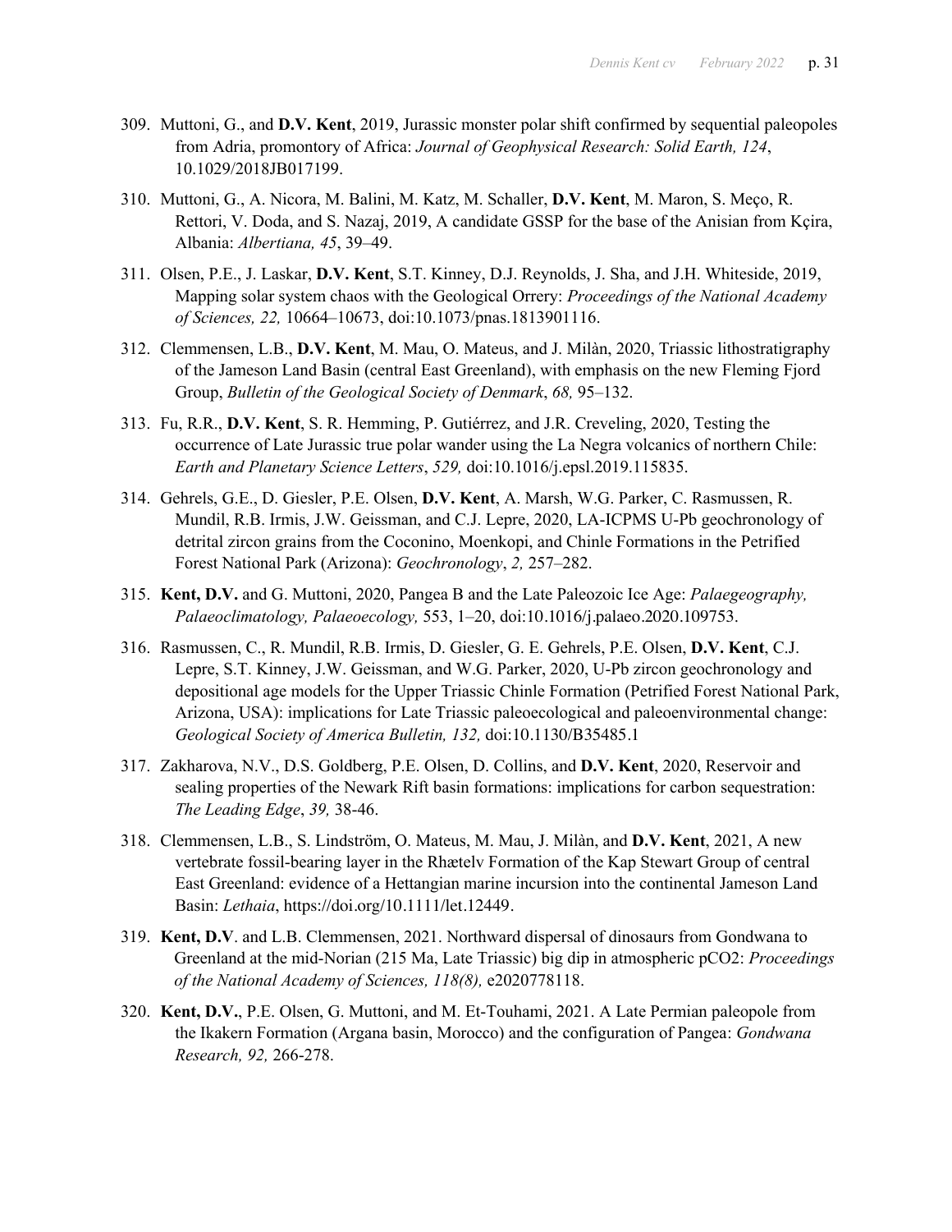309. Muttoni, G., and **D.V. Kent**, 2019, Jurassic monster polar shift confirmed by sequential paleopoles from Adria, promontory of Africa: *Journal of Geophysical Research: Solid Earth, 124*, 10.1029/2018JB017199.

310. Muttoni, G., A. Nicora, M. Balini, M. Katz, M. Schaller, **D.V. Kent**, M. Maron, S. Meço, R. Rettori, V. Doda, and S. Nazaj, 2019, A candidate GSSP for the base of the Anisian from Kçira, Albania: *Albertiana, 45*, 39–49.

311. Olsen, P.E., J. Laskar, **D.V. Kent**, S.T. Kinney, D.J. Reynolds, J. Sha, and J.H. Whiteside, 2019, Mapping solar system chaos with the Geological Orrery: *Proceedings of the National Academy of Sciences, 22,* 10664–10673, doi:10.1073/pnas.1813901116.

312. Clemmensen, L.B., **D.V. Kent**, M. Mau, O. Mateus, and J. Milàn, 2020, Triassic lithostratigraphy of the Jameson Land Basin (central East Greenland), with emphasis on the new Fleming Fjord Group, *Bulletin of the Geological Society of Denmark*, *68,* 95–132.

313. Fu, R.R., **D.V. Kent**, S. R. Hemming, P. Gutiérrez, and J.R. Creveling, 2020, Testing the occurrence of Late Jurassic true polar wander using the La Negra volcanics of northern Chile: *Earth and Planetary Science Letters*, *529,* doi:10.1016/j.epsl.2019.115835.

314. Gehrels, G.E., D. Giesler, P.E. Olsen, **D.V. Kent**, A. Marsh, W.G. Parker, C. Rasmussen, R. Mundil, R.B. Irmis, J.W. Geissman, and C.J. Lepre, 2020, LA-ICPMS U-Pb geochronology of detrital zircon grains from the Coconino, Moenkopi, and Chinle Formations in the Petrified Forest National Park (Arizona): *Geochronology*, *2,* 257–282.

315. **Kent, D.V.** and G. Muttoni, 2020, Pangea B and the Late Paleozoic Ice Age: *Palaegeography, Palaeoclimatology, Palaeoecology,* 553, 1–20, doi:10.1016/j.palaeo.2020.109753.

316. Rasmussen, C., R. Mundil, R.B. Irmis, D. Giesler, G. E. Gehrels, P.E. Olsen, **D.V. Kent**, C.J. Lepre, S.T. Kinney, J.W. Geissman, and W.G. Parker, 2020, U-Pb zircon geochronology and depositional age models for the Upper Triassic Chinle Formation (Petrified Forest National Park, Arizona, USA): implications for Late Triassic paleoecological and paleoenvironmental change: *Geological Society of America Bulletin, 132,* doi:10.1130/B35485.1

317. Zakharova, N.V., D.S. Goldberg, P.E. Olsen, D. Collins, and **D.V. Kent**, 2020, Reservoir and sealing properties of the Newark Rift basin formations: implications for carbon sequestration: *The Leading Edge*, *39,* 38-46.

318. Clemmensen, L.B., S. Lindström, O. Mateus, M. Mau, J. Milàn, and **D.V. Kent**, 2021, A new vertebrate fossil-bearing layer in the Rhætelv Formation of the Kap Stewart Group of central East Greenland: evidence of a Hettangian marine incursion into the continental Jameson Land Basin: *Lethaia*, https://doi.org/10.1111/let.12449.

319. **Kent, D.V**. and L.B. Clemmensen, 2021. Northward dispersal of dinosaurs from Gondwana to Greenland at the mid-Norian (215 Ma, Late Triassic) big dip in atmospheric pCO2: *Proceedings of the National Academy of Sciences, 118(8),* e2020778118.

320. **Kent, D.V.**, P.E. Olsen, G. Muttoni, and M. Et-Touhami, 2021. A Late Permian paleopole from the Ikakern Formation (Argana basin, Morocco) and the configuration of Pangea: *Gondwana Research, 92,* 266-278.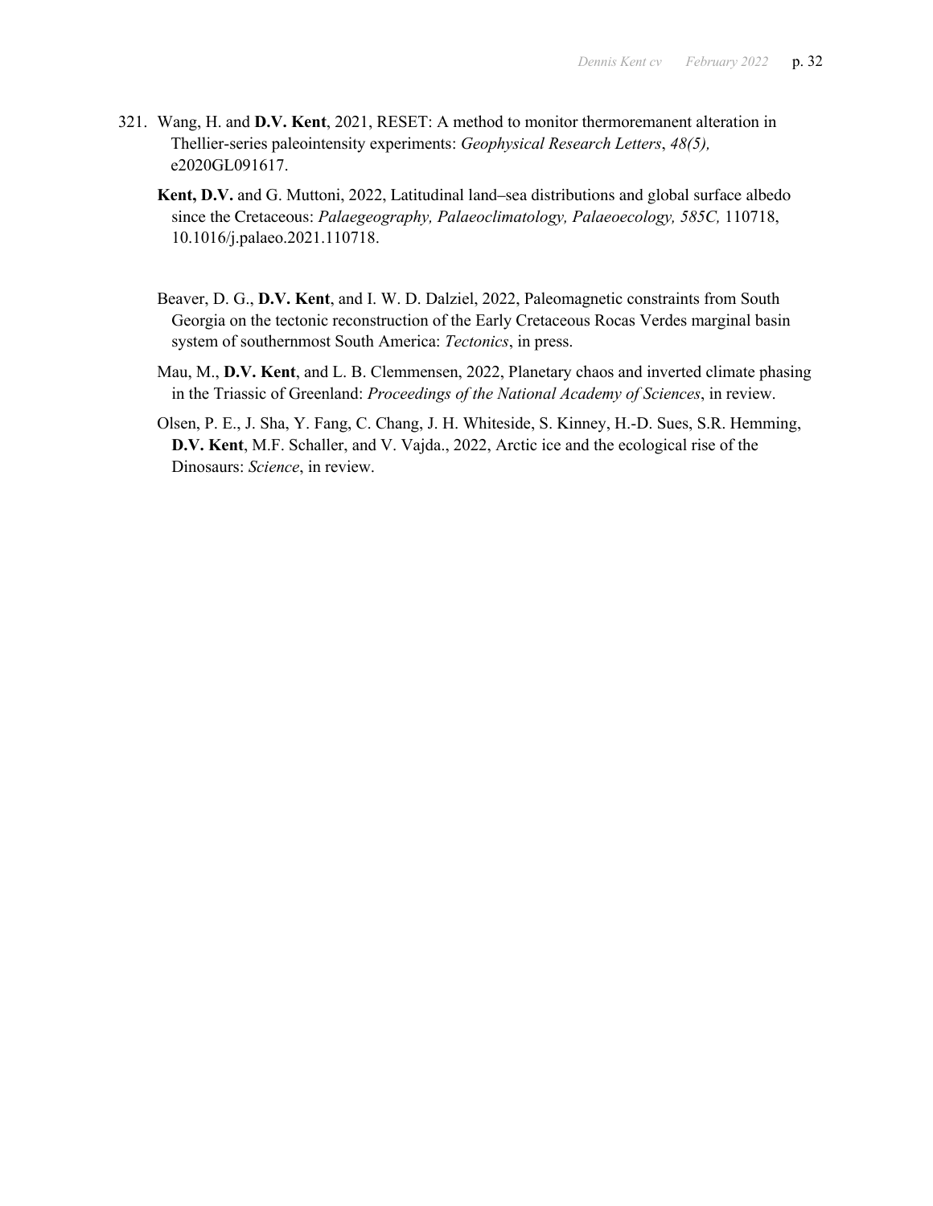321. Wang, H. and **D.V. Kent**, 2021, RESET: A method to monitor thermoremanent alteration in Thellier-series paleointensity experiments: *Geophysical Research Letters*, *48(5),* e2020GL091617.

**Kent, D.V.** and G. Muttoni, 2022, Latitudinal land–sea distributions and global surface albedo since the Cretaceous: *Palaegeography, Palaeoclimatology, Palaeoecology, 585C,* 110718, 10.1016/j.palaeo.2021.110718.

Beaver, D. G., **D.V. Kent**, and I. W. D. Dalziel, 2022, Paleomagnetic constraints from South Georgia on the tectonic reconstruction of the Early Cretaceous Rocas Verdes marginal basin system of southernmost South America: *Tectonics*, in press.

Mau, M., **D.V. Kent**, and L. B. Clemmensen, 2022, Planetary chaos and inverted climate phasing in the Triassic of Greenland: *Proceedings of the National Academy of Sciences*, in review.

Olsen, P. E., J. Sha, Y. Fang, C. Chang, J. H. Whiteside, S. Kinney, H.-D. Sues, S.R. Hemming, **D.V. Kent**, M.F. Schaller, and V. Vajda., 2022, Arctic ice and the ecological rise of the Dinosaurs: *Science*, in review.